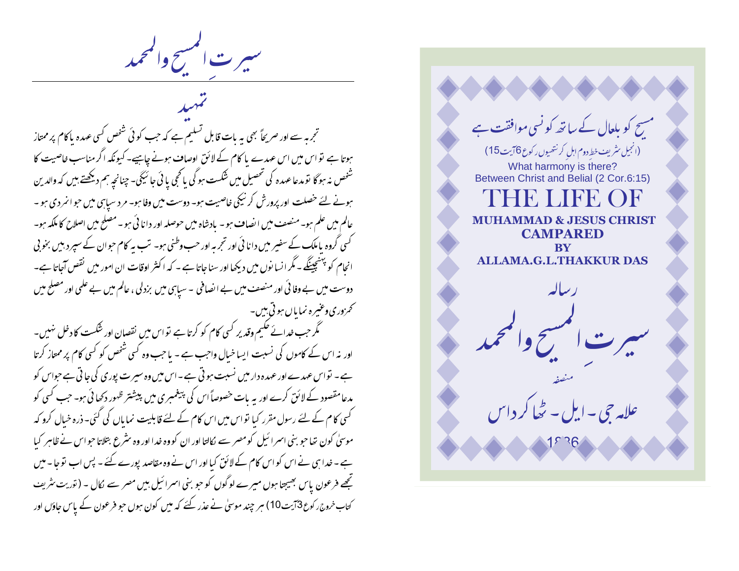مسیح کو بلعال کے ساتھ کونسی موافقت ہے

(انجیل شریف خطِ دوم اہلِ کرنتھیوں رکوع 6آیت 15)

What harmony is there?
Between Christ and Belial (2 Cor.6:15)

# THE LIFE OF

**MUHAMMAD & JESUS CHRIST**
**CAMPARED**
**BY**
**ALLAMA.G.L.THAKKUR DAS**

رسالہ

# سیرتِ المسیح والمحمد

منصفہ

علامہ جی۔ ایل۔ ٹھاکر داس

1886

---

# سیرتِ المسیح والمحمد

## تمہید

تجربہ سے اور صریحاً بھی یہ بات قابل تسلیم ہے کہ جب کوئی شخص کسی عہدہ یا کام پر ممتاز ہوتا ہے تو اس میں اس عہدے یا کام کے لائق اوصاف ہونے چاہییے۔ کیونکہ اگر مناسب خاصیت کا شخص نہ ہوگا تو مدعا عہدہ کی تحصیل میں شکست ہوگی یا کجی پائی جائیگی۔ چنانچہ ہم دیکھتے ہیں کہ والدین ہونے لئے خصلت اور پرورش کر نیکی خاصیت ہو۔ دوست میں وفا ہو۔ مرد سپاہی میں جوانمردی ہو۔ عالم میں علم ہو۔ منصف میں انصاف ہو۔ بادشاہ میں حوصلہ اور دانائی ہو۔ مصلح میں اصلاح کا ملکہ ہو۔ کسی گروہ یا ملک کے سفیر میں دانائی اور تجربہ اور حب وطنی ہو۔ تب یہ کام جو ان کے سپرد ہیں بخوبی انجام کو پہنچینگے۔ مگر انسانوں میں دیکھا اور سنا جاتا ہے۔ کہ اکثر اوقات ان امور میں نقص آجاتا ہے۔ دوست میں بے وفائی اور منصف میں بے انصافی۔ سپاہی میں بزدلی، عالم میں بے علمی اور مصلح میں کمزوری وغیرہ نمایاں ہوتی ہیں۔

مگر جب خدائے حکیم وقدیر کسی کام کو کرتا ہے تو اس میں نقصان اور شکست کا دخل نہیں۔ اور نہ اس کے کاموں کی نسبت ایسا خیال واجب ہے۔ یا جب وہ کسی شخص کو کسی کام پر ممتاز کرتا ہے۔ تو اس عہدے اور عہدہ دار میں نسبت ہوتی ہے۔ اس میں وہ سیرت پوری کی جاتی ہے جو اس کو مدعا مقصود کے لائق کرے اور یہ بات خصوصاً اس کی پیغمبری میں پیشتر ظہور دکھائی ہو۔ جب کسی کو کسی کام کے لئے رسول مقرر کیا تو اس میں اس کام کے لئے قابلیت نمایاں کی گئی۔ ذرہ خیال کرو کہ موسیٰ کون تھا جو بنی اسرائیل کو مصر سے نکالتا اور ان کو وہ خدا اور وہ شرع بتلاتا جو اس نے ظاہر کیا ہے۔ خدا ہی نے اس کو اس کام کے لائق کیا اور اس نے وہ مقاصد پورے کئے۔ پس اب تو جا۔ میں تجھے فرعون پاس بھیجتا ہوں میرے لوگوں کو جو بنی اسرائیل ہیں مصر سے نکال۔ (توریت شریف کتاب خروج رکوع 3آیت 10) ہر چند موسیٰ نے عذر کئے کہ میں کون ہوں جو فرعون کے پاس جاؤں اور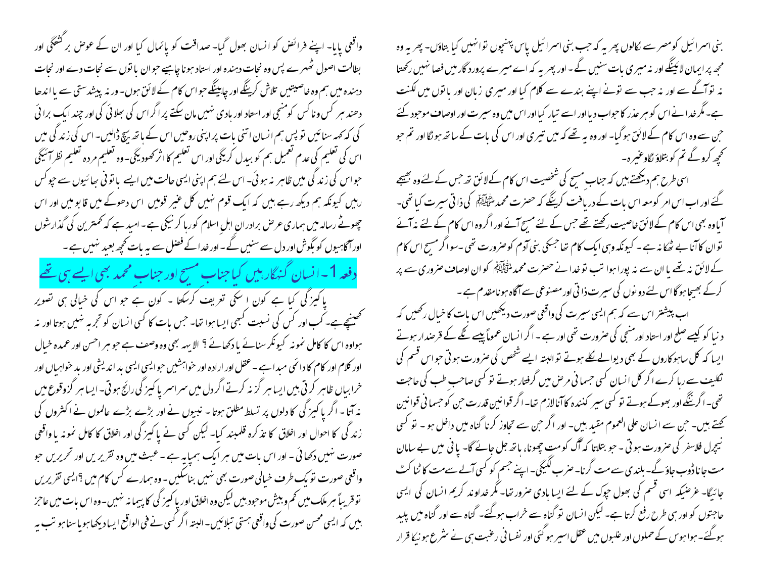بنی اسرائیل کو مصر سے نکالوں پھر یہ کہ جب بنی اسرائیل پاس پہنچوں تو انہیں کیا بتاؤں۔ پھر یہ وہ مجھ پر ایمان لائینگے اور نہ میری بات سنیں گے ۔ اور پھر یہ کہ اے میرے پروردگار میں فصا نہیں رکھتا نہ تو آگے سے اور نہ جب سے تونے اپنے بندے سے کلام کیا اور میری زبان اور باتوں میں لکنت ہے۔ مگر خدا نے اس کو ہر عذر کا جواب دیا اور اسے تیار کیا اور اس میں وہ سیرت اور اوصاف موجود کئے جن سے وہ اس کام کے لائق ہو گیا۔ اور وہ یہ تھے کہ میں تیری اور اس کی بات کے ساتھ ہونگا اور تم جو کچھ کرو گے تم کو بتلاؤنگا وغیرہ۔

اسی طرح ہم دیکھتے ہیں کہ جناب مسیح کی شخصیت اس کام کے لائق تھ جس کے لئے وہ بھیجے گئے اور اب اس امر کو معہ اس بات کے دریافت کرینگے کہ حضرت محمد ﷺ کی ذاتی سیرت کیا تھی۔ آیا وہ بھی اس کام کے لائق خاصیت رکھتے تھے جس کے لئے مسیح آئے اور اگر وہ اس کام کے لئے نہ آئے تو ان کا آنا بے ٹھکانہ ہے ۔ کیونکہ وہی ایک کام تھا جسکی بنی آدم کو ضرورت تھی ۔ سو اگر مسیح اس کام کے لائق نہ تھے یا ان سے نہ پورا ہوا تب تو خدا نے حضرت محمد ﷺ کو ان اوصاف ضروری سے پر کرکے بھیجا ہوگا اس لئے دونوں کی سیرت ذاتی اور مصنوعی سے آگاہ ہونا مقدم ہے ۔

اب پیشتر اس سے کہ ہم ایسی سیرت کی واقعی صورت دیکھیں اس بات کا خیال رکھیں کہ دنیا کو کیسے صلح اور استاد اور منجی کی ضرورت تھی اور ہے ۔ اگر انسان عموماً پیسے ٹکے کے قرضدار ہوتے ایسا کہ کل ساہوکاروں کے بھی دیوالے نکلے ہوتے تو البتہ ایسے شخص کی ضرورت ہوتی جو اس قسم کی تکلیف سے رہا کرے اگر کل انسان کسی جسمانی مرض میں گرفتار ہوتے تو کسی صاحب طب کی حاجت تھی۔ اگر ننگے اور بھوکے ہوتے تو کسی سیر کنندہ کا آنا لازم تھا۔ اگر قوانین قدرت جن کو جسمانی قوانین کہتے ہیں۔ جن سے انسان علی العموم مقید ہیں۔ اور اگر جن سے تجاوز کرنا گناہ میں داخل ہو ۔ تو کسی نیچرل فلاسفر کی ضرورت ہوتی ۔ جو بتلاتا کہ آگ کو مت چھونا، ہاتھ جل جائے گا۔ پانی میں بے سامان مت جانا ڈوب جاؤ گے۔ بلندی سے مت گرنا۔ ضرب لگیگی۔ اپنے جسم کو کسی آلے سے مت کاٹنا کٹ جائیگا۔ غرضیکہ اسی قسم کی بھول چوک کے لئے ایسا ہادی ضرور تھا۔ مگر خداوند کریم انسان کی ایسی حاجتوں کو اور ہی طرح رفع کرتا ہے۔ لیکن انسان تو گناہ سے خراب ہوگئے۔ گناہ سے اور گناہ میں پلید ہوگئے۔ ہوا ہوس کے حملوں اور غلبوں میں عقل اسیر ہو گئی اور نفسانی رغبت ہی نے شرع ہونیکا قرار واقعی پایا۔ اپنے فرائض کو انسان بھول گیا۔ صداقت کو پائمال کیا اور ان کے عوض برگشتگی اور بطالت اصول ٹھہرے پس وہ نجات دہندہ اور استاد ہونا چاہیے جو ان باتوں سے نجات دے اور نجات دہندہ میں ہم وہ خاصیتیں تلاش کرینگے اور چاہینگے جو اس کام کے لائق ہوں۔ ورنہ پیشدستی سے یا اندھا دھند ہر کس و ناکس کو منجی اور استاد اور ہادی نہیں مان سکتے پر اگر اس کی بھلائی کی اور چند ایک برائی کی کہ کہہ سنائیں تو پس ہم انسان اتنی بات پر اپنی روحیں اس کے ہاتھ بیچ ڈالیں۔ اس کی زندگی میں اس کی تعلیم کی عدم تعمیل ہم کو بیدل کریگی اور اس تعلیم کا اثر کھودیگی۔ وہ تعلیم مردہ تعلیم نظر آئیگی جو اس کی زندگی میں ظاہر نہ ہوئی۔ اس لئے ہم اپنی ایسی حالت میں ایسے باتونی بھائیوں سے چوکس رہیں کیونکہ ہم دیکھ رہے ہیں کہ ایک قوم نہیں کل غیر قومیں اس دھوکے میں قابو میں اور اس چھوٹے رسالہ میں ہماری عرض برادران اہل اسلام کو رہا کرنیکی ہے ۔ امید ہے کہ کمترین کی گذارشوں اور آگاہیوں کو بگوش اور دل سے سنیں گے ۔ اور خدا کے فضل سے یہ بات کچھ بعید نہیں ہے ۔

## دفعہ 1۔ انسان گنہگار ہیں کیا جناب مسیح اور جناب محمد بھی ایسے ہی تھے

پاکیزگی کیا ہے کون اسکی تعریف کرسکتا ۔ کون ہے جو اس کی خیالی ہی تصویر کھینچے ہے۔ کب اور کس کی نسبت کبھی ایسا ہوا تھا۔ جس بات کا کسی انسان کو تجربہ نہیں ہوتا اور نہ ہوا وہ اس کا کامل نمونہ کیونکر سنائے یا دکھائے ؟ الا یہ بھی وہ وصف ہے جو ہر احسن اور عمدہ خیال اور کلام اور کام کا دائمی مبدا ہے ۔ عقل اور ارادہ اور خواہشیں جو ایسی ایسی بد اندیشی اور بد خواہیاں اور خرابیاں ظاہر کرتی ہیں ایسا ہر گز نہ کرتے اگر دل میں سراسر پاکیزگی رائج ہوتی۔ ایسا ہر گز وقوع میں نہ آتا ۔ اگر پاکیزگی کا دلوں پر تسلط مطلق ہوتا ۔ نبیوں نے اور بڑے بڑے عالموں نے اکثروں کی زندگی کا احوال اور اخلاق کا تذکرہ قلمبند کیا۔ لیکن کسی نے پاکیزگی اور اخلاق کا کامل نمونہ یا واقعی صورت نہیں دکھائی ۔ اور اس بات میں ہر ایک ہمپایہ ہے ۔ عبث میں وہ تقریریں اور تحریریں جو واقعی صورت تو یک طرف خیالی صورت بھی نہیں بناسکیں ۔ وہ ہمارے کس کام میں ؟ ایسی تقریریں تو قریباً ہر ملک میں کم وبیش موجود ہیں لیکن وہ اخلاق اور پاکیزگی کا پیمانہ نہیں۔ وہ اس بات میں عاجز ہیں کہ ایسی محسن صورت کی واقعی ہستی تبلائیں۔ البتہ اگر کسی نے فی الواقع ایسا دیکھا ہو یا سنا ہو تب یہ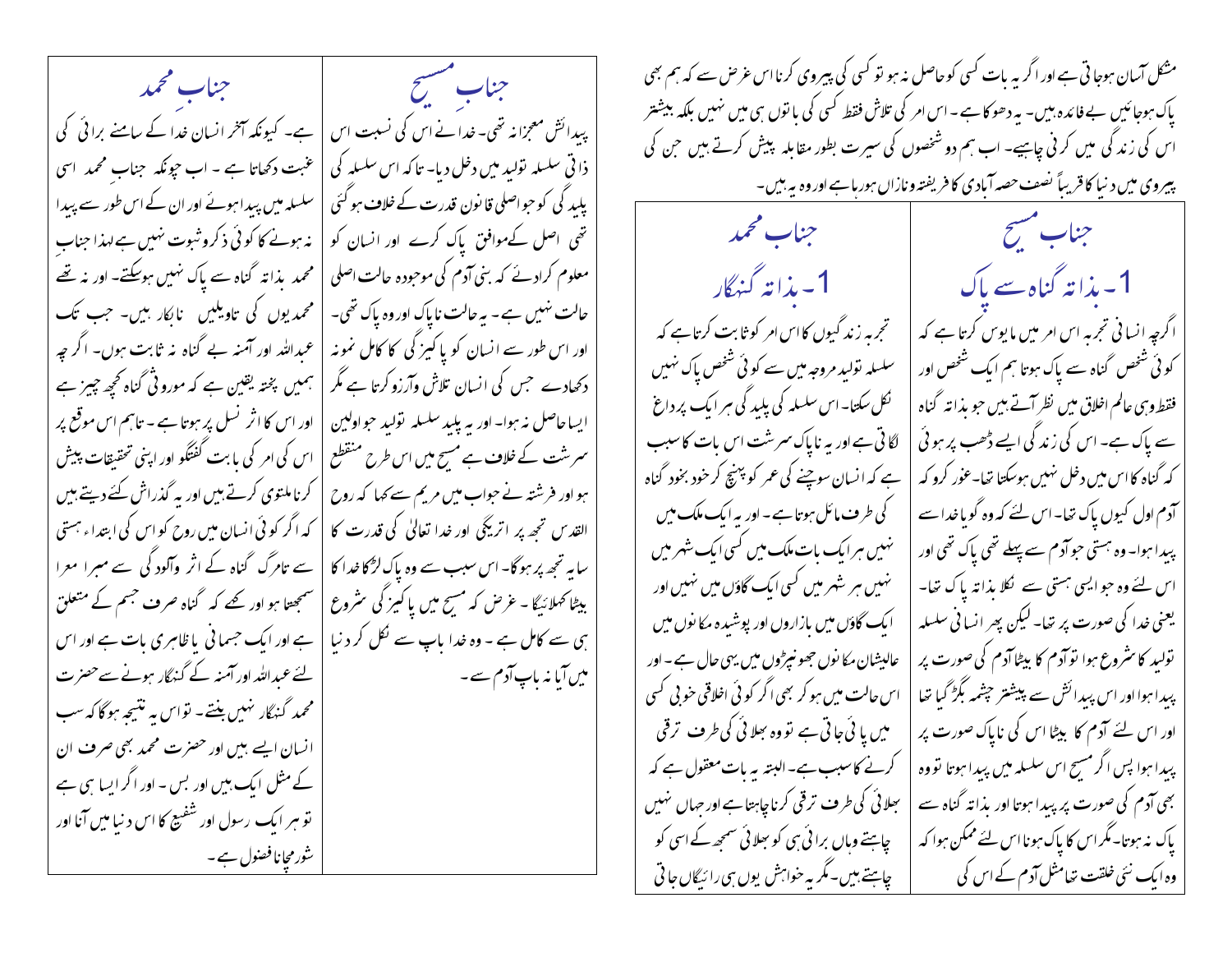مشکل آسان ہوجاتی ہے اور اگر یہ بات کسی کو حاصل نہ ہو تو کسی کی پیروی کرنا اس غرض سے کہ ہم بھی پاک ہوجائیں بے فائدہ ہیں۔ یہ دھوکا ہے ۔ اس امر کی تلاش فقط کسی کی باتوں ہی میں نہیں بلکہ بیشتر اس کی زندگی میں کرنی چاہیے۔ اب ہم دو شخصوں کی سیرت بطور مقابلہ پیش کرتے ہیں جن کی پیروی میں دنیا کا قریباً نصف حصہ آبادی کا فریفتہ وناز اں ہورہاہے اور وہ یہ ہیں۔

| جنابِ مسیح | جنابِ محمد |
|---|---|
| **1۔ بذاتہ گناہ سے پاک** | **1۔ بذاتہ گنہگار** |
| اگرچہ انسانی تجربہ اس امر میں مایوس کرتا ہے کہ کوئی شخص گناہ سے پاک ہوتا ہم ایک شخص اور فقط وہی عالم اخلاق میں نظر آتے ہیں جو بذاتہ گناہ سے پاک ہے۔ اس کی زندگی ایسے ڈھب پر ہوئی کہ گناہ کا اس میں دخل نہیں ہوسکتا تھا۔ غور کرو کہ آدم اول کیوں پاک تھا۔ اس لئے کہ وہ گویا خدا سے پیدا ہوا۔ وہ ہستی جو آدم سے پہلے تھی پاک تھی اور اس لئے وہ جو ایسی ہستی سے نکلا بذاتہ پاک تھا۔ یعنی خدا کی صورت پر تھا۔ لیکن پھر انسانی سلسلہ تولید کا شروع ہوا تو آدم کا بیٹا آدم کی صورت پر پیدا ہوا اور اس پیدائش سے پیشتر چشمہ بگڑ گیا تھا اور اس لئے آدم کا بیٹا اس کی ناپاک صورت پر پیدا ہوا پس اگر مسیح اس سلسلہ میں پیدا ہوتا تو وہ بھی آدم کی صورت پر پیدا ہوتا اور بذاتہ گناہ سے پاک نہ ہوتا۔ مگر اس کا پاک ہونا اس لئے ممکن ہوا کہ وہ ایک نئی خلقت تھا مثل آدم کے اس کی | تجربہ زندگیوں کا اس امر کو ثابت کرتا ہے کہ سلسلہ تولید مروجہ میں سے کوئی شخص پاک نہیں نکل سکتا۔ اس سلسلہ کی پلید گی ہر ایک پر داغ لگاتی ہے اور یہ ناپاک سرشت اس بات کا سبب ہے کہ انسان سوچنے کی عمر کو پہنچ کر خود بخود گناہ کی طرف مائل ہوتا ہے۔ اور یہ ایک ملک میں نہیں ہر ایک بات ملک میں کسی ایک شہر میں نہیں ہر شہر میں کسی ایک گاؤں میں نہیں اور ایک گاؤں میں بازاروں اور پوشیدہ مکانوں میں عالیشان مکانوں جھونپڑوں میں یہی حال ہے۔ اور اس حالت میں ہو کر بھی اگر کوئی اخلاقی خوبی کسی میں پائی جاتی ہے تو وہ بھلائی کی طرف ترقی کرنے کا سبب ہے۔ البتہ یہ بات معقول ہے کہ بھلائی کی طرف ترقی کرنا چاہتا ہے اور جہاں نہیں چاہتے وہاں برائی ہی کو بھلائی سمجھ کے اسی کو چاہتے ہیں۔ مگر یہ خواہش یوں ہی رائیگاں جاتی |

| جنابِ مسیح | جنابِ محمد |
|---|---|
| پیدائش معجزانہ تھی۔ خدا نے اس کی نسبت اس ذاتی سلسلہ تولید میں دخل دیا۔ تاکہ اس سلسلہ کی پلید گی کو جو اصلی قانون قدرت کے خلاف ہوگئی تھی اصل کے موافق پاک کرے اور انسان کو معلوم کرادئے کہ بنی آدم کی موجودہ حالت اصلی حالت نہیں ہے۔ یہ حالت ناپاک اور وہ پاک تھی۔ اور اس طور سے انسان کو پاکیزگی کا کامل نمونہ دکھادے جس کی انسان تلاش وآرزو کرتا ہے مگر ایسا حاصل نہ ہوا۔ اور یہ پلید سلسلہ تولید جو اولین سرشت کے خلاف ہے مسیح میں اس طرح منقطع ہو اور فرشتہ نے جواب میں مریم سے کہا کہ روح القدس تجھ پر اتریگی اور خدا تعالیٰ کی قدرت کا سایہ تجھ پر ہوگا۔ اس سبب سے وہ پاک لڑکا خدا کا بیٹا کہلائیگا۔ غرض کہ مسیح میں پاکیزگی شروع ہی سے کامل ہے۔ وہ خدا باپ سے نکل کر دنیا میں آیا نہ باپ آدم سے۔ | ہے۔ کیونکہ آخر انسان خدا کے سامنے برائی کی غبت دکھاتا ہے۔ اب چونکہ جناب محمد اسی سلسلہ میں پیدا ہوئے اور ان کے اس طور سے پیدا نہ ہونے کا کوئی ذکر وثبوت نہیں ہے لہذا جنابِ محمد بذاتہ گناہ سے پاک نہیں ہوسکتے۔ اور نہ تھے محمدیوں کی تاویلیں ناکار ہیں۔ جب تک عبداللہ اور آمنہ بے گناہ نہ ثابت ہوں۔ اگرچہ ہمیں پختہ یقین ہے کہ موروثی گناہ کچھ چیز ہے اور اس کا اثر نسل پر ہوتا ہے۔ تاہم اس موقع پر اس کی امر کی بابت گفتگو اور اپنی تحقیقات پیش کرنا ملتوی کرتے ہیں اور یہ گذارش کئے دیتے ہیں کہ اگر کوئی انسان میں روح کو اس کی ابتداء ہستی سے تامرگ گناہ کے اثر وآلودگی سے مبرا معرا سمجھتا ہو اور کہے کہ گناہ صرف جسم کے متعلق ہے اور ایک جسمانی یا ظاہری بات ہے اور اس لئے عبداللہ اور آمنہ کے گنہگار ہونے سے حضرت محمد گنہگار نہیں بنتے۔ تو اس یہ نتیجہ ہوگا کہ سب انسان ایسے ہیں اور حضرت محمد بھی صرف ان کے مثل ایک ہیں اور بس۔ اور اگر ایسا ہی ہے تو ہر ایک رسول اور شفیع کا اس دنیا میں آنا اور شور مچانا فضول ہے۔ |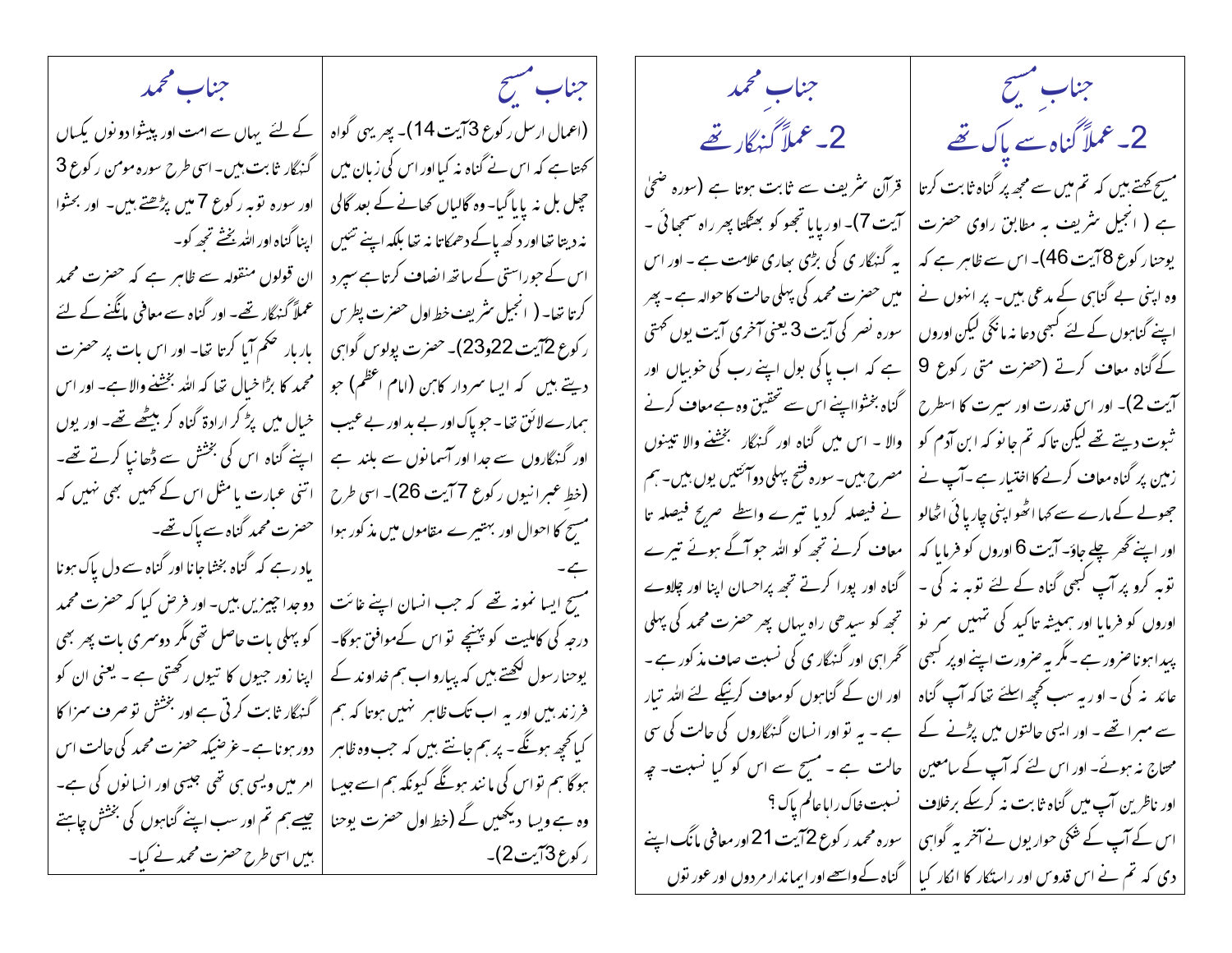## جنابِ مسیح

### 2۔ عملاً گناہ سے پاک تھے

مسیح کہتے ہیں کہ تم میں سے مجھ پر گناہ ثابت کرتا ہے ( انجیل شریف بہ مطابق راوی حضرت یوحنا رکوع 8آیت 46)۔ اس سے ظاہر ہے کہ وہ اپنی بے گناہی کے مدعی ہیں۔ پر انہوں نے اپنے گناہوں کے لئے کبھی دعا نہ مانگی لیکن اوروں کے گناہ معاف کرتے (حضرت متی رکوع 9 آیت 2)۔ اور اس قدرت اور سیرت کا اسطرح ثبوت دیتے تھے لیکن تاکہ تم جانو کہ ابن آدم کو زمین پر گناہ معاف کرنے کا اختیار ہے ۔آپ نے جھولے کے مارے سے کہا اٹھو اپنی چارپائی اٹھالو اور اپنے گھر چلے جاؤ۔ آیت 6 اوروں کو فرمایا کہ توبہ کرو پر آپ کبھی گناہ کے لئے توبہ نہ کی ۔ اوروں کو فرمایا اور ہمیشہ تاکید کی تمہیں سر نو پیدا ہونا ضرور ہے ۔مگر یہ ضرورت اپنے اوپر کبھی عائد نہ کی ۔ اور یہ سب کچھ اسلئے تھا کہ آپ گناہ سے مبرا تھے ۔ اور ایسی حالتوں میں پڑنے کے محتاج نہ ہوئے۔ اور اس لئے کہ آپ کے سامعین اور ناظرین آپ میں گناہ ثابت نہ کرسکے برخلاف اس کے آپ کے شکی حواریوں نے آخر یہ گواہی دی کہ تم نے اس قدوس اور راستکار کا انکار کیا

## جنابِ محمد

### 2۔ عملاً گنہگار تھے

قرآن شریف سے ثابت ہوتا ہے (سورہ ضحیٰ آیت 7)۔ اور پایا تجھو کو بھٹکتا پھر راہ سمجھائی ۔ یہ گنہگاری کی بڑی بھاری علامت ہے ۔ اور اس میں حضرت محمد کی پہلی حالت کا حوالہ ہے ۔ پھر سورہ نصر کی آیت 3 یعنی آخری آیت یوں کہتی ہے کہ اب پاکی بول اپنے رب کی خوبیاں اور گناہ بخشوا اپنے اس سے تحقیق وہ ہے معاف کرنے والا ۔ اس میں گناہ اور گنہگار بخشنے والا تینوں مصرح ہیں۔ سورہ فتح پہلی دو آیتیں یوں ہیں۔ ہم نے فیصلہ کردیا تیرے واسطے صریح فیصلہ تا معاف کرنے تجھ کو اللہ جو آگے ہوئے تیرے گناہ اور پورا کرتے تجھ پر احسان اپنا اور چلاوے تجھ کو سیدھی راہ یہاں پھر حضرت محمد کی پہلی گمراہی اور گنہگاری کی نسبت صاف مذکور ہے ۔ اور ان کے گناہوں کو معاف کرنیکے لئے اللہ تیار ہے ۔ یہ تو اور انسان گنہگاروں کی حالت کی سی حالت ہے ۔ مسیح سے اس کو کیا نسبت۔ چہ نسبت خاک رابا عالم پاک ؟

سورہ محمد رکوع 2آیت 21 اور معافی مانگ اپنے گناہ کے واسطے اور ایماندار مردوں اور عورتوں

## جناب مسیح

(اعمال ارسل رکوع 3آیت 14)۔ پھر یہی گواہ کہتا ہے کہ اس نے گناہ نہ کیا اور اس کی زبان میں چھل بل نہ پایا گیا۔ وہ گالیاں کھانے کے بعد گالی نہ دیتا تھا اور دکھ پاکے دھمکاتا نہ تھا بلکہ اپنے تئیں اس کے جو راستی کے ساتھ انصاف کرتا ہے سپرد کرتا تھا۔ ( انجیل شریف خط اول حضرت پطرس رکوع 2آیت 22و23)۔ حضرت پولوس گواہی دیتے ہیں کہ ایسا سردار کاہن (امام اعظم) جو ہمارے لائق تھا ۔ جو پاک اور بے بد اور بے عیب اور گنہگاروں سے جدا اور آسمانوں سے بلند ہے (خط عبرانیوں رکوع 7آیت 26)۔ اسی طرح مسیح کا احوال اور بہتیرے مقاموں میں مذکور ہوا ہے ۔

مسیح ایسا نمونہ تھے کہ جب انسان اپنے غائت درجہ کی کاملیت کو پہنچے تو اس کے موافق ہوگا۔ یوحنا رسول لکھتے ہیں کہ پیارو اب ہم خداوند کے فرزند ہیں اور یہ اب تک ظاہر نہیں ہوتا کہ ہم کیا کچھ ہونگے ۔ پر ہم جانتے ہیں کہ جب وہ ظاہر ہوگا ہم تو اس کی مانند ہونگے کیونکہ ہم اسے جیسا وہ ہے ویسا دیکھیں گے (خط اول حضرت یوحنا رکوع 3آیت 2)۔

## جناب محمد

کے لئے یہاں سے امت اور پیشوا دونوں یکساں گنہگار ثابت ہیں۔ اسی طرح سورہ مومن رکوع 3 اور سورہ توبہ رکوع 7 میں پڑھتے ہیں۔ اور بخشوا اپنا گناہ اور اللہ بخشے تجھ کو۔

ان قولوں منقولہ سے ظاہر ہے کہ حضرت محمد عملاً گنہگار تھے۔ اور گناہ سے معافی مانگنے کے لئے بار بار حکم آیا کرتا تھا۔ اور اس بات پر حضرت محمد کا بڑا خیال تھا کہ اللہ بخشنے والا ہے۔ اور اس خیال میں پڑ کر ارادۃً گناہ کر بیٹھے تھے۔ اور یوں اپنے گناہ اس کی بخشش سے ڈھانپا کرتے تھے۔ اتنی عبارت یا مثل اس کے کہیں بھی نہیں کہ حضرت محمد گناہ سے پاک تھے۔

یاد رہے کہ گناہ بخشا جانا اور گناہ سے دل پاک ہونا دو جدا چیزیں ہیں۔ اور فرض کیا کہ حضرت محمد کو پہلی بات حاصل تھی مگر دوسری بات پھر بھی اپنا زور جیوں کا تیوں رکھتی ہے ۔ یعنی ان کو گنہگار ثابت کرتی ہے اور بخشش تو صرف سزا کا دور ہونا ہے ۔ غرضیکہ حضرت محمد کی حالت اس امر میں ویسی ہی تھی جیسی اور انسانوں کی ہے۔ جیسے ہم تم اور سب اپنے گناہوں کی بخشش چاہتے ہیں اسی طرح حضرت محمد نے کیا۔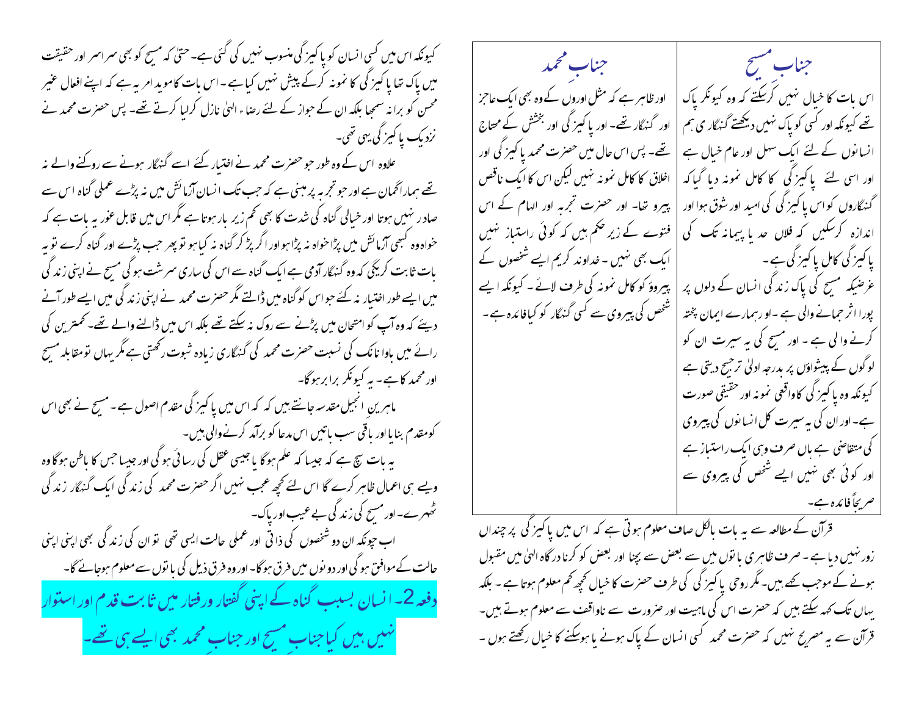| جنابِ مسیح | جنابِ محمد |
| --- | --- |
| اس بات کا خیال نہیں کرسکتے کہ وہ کیونکر پاک تھے کیونکہ اور کسی کو پاک نہیں دیکھتے گنہگاری ہم انسانوں کے لئے ایک سہل اور عام خیال ہے اور اسی لئے پاکیزگی کا کامل نمونہ دیا گیا کہ گنہگاروں کو اس پاکیزگی کی امید اور شوق ہوا اور اندازہ کرسکیں کہ فلاں حد یا پیمانہ تک کی پاکیزگی کامل پاکیزگی ہے ۔ غرضیکہ مسیح کی پاک زندگی انسان کے دلوں پر پورا اثر جمانے والی ہے ۔او رہمارے ایمان پختہ کرنے والی ہے ۔ اور مسیح کی یہ سیرت ان کو لوگوں کے پیشواؤں پر بدرجہ ادلیٰ ترجیح دیتی ہے کیونکہ وہ پاکیزگی کا واقعی نمونہ اور حقیقی صورت ہے۔ اوران کی یہ سیرت کل انسانوں کی پیروی کی متقاضی ہے ہاں صرف وہی ایک راستباز ہے اور کوئی بھی نہیں ایسے شخص کی پیروی سے صریحاً فائدہ ہے۔ | اور ظاہر ہے کہ مثل اوروں کے وہ بھی ایک عاجز اور گنہگار تھے۔ اور پاکیزگی اور بخشش کے محتاج تھے۔ پس اس حال میں حضرت محمد پاکیزگی اور اخلاق کا کامل نمونہ نہیں لیکن اس کا ایک ناقص پیرو تھا۔ اور حضرت تجربہ اور الہام کے اس فتوے کے زیر حکم ہیں کہ کوئی راستباز نہیں ایک بھی نہیں ۔ خداوند کریم ایسے شخصوں کے پیروؤ کو کامل نمونہ کی طرف لائے ۔ کیونکہ ایسے شخص کی پیروی سے کسی گنہگار کو کیا فائدہ ہے ۔ |

قرآن کے مطالعہ سے یہ بات بالکل صاف معلوم ہوتی ہے کہ اس میں پاکیزگی پر چنداں زور نہیں دیا ہے ۔ صرف ظاہری باتوں میں سے بعض سے بچنا اور بعض کو کرنا درگاہ الہیٰ میں مقبول ہونے کے موجب لکھے ہیں۔ مگر روحی پاکیزگی کی طرف حضرت کا خیال کچھ کم معلوم ہوتا ہے ۔ بلکہ یہاں تک کہہ سکتے ہیں کہ حضرت اس کی ماہیت اور ضرورت سے ناواقف سے معلوم ہوتے ہیں۔ قرآن سے یہ مصرح نہیں کہ حضرت محمد کسی انسان کے پاک ہونے یا ہوسکنے کا خیال رکھتے ہوں ۔ کیونکہ اس میں کسی انسان کو پاکیزگی منسوب نہیں کی گئی ہے۔ حتیٰ کہ مسیح کو بھی سراسر اور حقیقت میں پاک تھا پاکیزگی کا نمونہ کرکے پیش نہیں کیا ہے ۔ اس بات کا مؤید امر یہ ہے کہ اپنے افعال غیر محسن کو برا نہ سمجھا بلکہ ان کے جواز کے لئے رضاء الہیٰ نازل کرلیا کرتے تھے۔ پس حضرت محمد نے نزدیک پاکیزگی یہی تھی۔

علاوہ اس کے وہ طور جو حضرت محمد نے اختیار کئے اسے گنہگار ہونے سے روکنے والے نہ تھے ہمارا گمان ہے اور جو تجربہ پر مبنی ہے کہ جب تک انسان آزمائش میں نہ پڑے عملی گناہ اس سے صادر نہیں ہوتا اور خیالی گناہ کی شدت کا بھی کم زیر بار ہوتا ہے مگر اس میں قابل غور یہ بات ہے کہ خواہ وہ کبھی آزمائش میں پڑا خواہ نہ پڑا ہو اور اگر پڑ کر گناہ نہ کیا ہو تو پھر جب پڑے اور گناہ کرے تو یہ بات ثابت کریگی کہ وہ گنہگار آدمی ہے ایک گناہ سے اس کی ساری سرشت ہوگی مسیح نے اپنی زندگی میں ایسے طور اختیار نہ کئے جو اس کو گناہ میں ڈالتے مگر حضرت محمد نے اپنی زندگی میں ایسے طور آنے دیئے کہ وہ آپ کو امتحان میں پڑنے سے روک نہ سکتے تھے بلکہ اس میں ڈالنے والے تھے۔ کمترین کی رائے میں باوا نانک کی نسبت حضرت محمد کی گنہگاری زیادہ ثبوت رکھتی ہے مگر یہاں تو مقابلہ مسیح اور محمد کا ہے ۔ یہ کیونکر برابر ہوگا۔

ماہرین انجیل مقدسہ جانتے ہیں کہ کہ اس میں پاکیزگی مقدم اصول ہے ۔ مسیح نے بھی اس کو مقدم بنایا اور باقی سب باتیں اس مدعا کو برآمد کرنے والی ہیں۔

یہ بات سچ ہے کہ جیسا کہ علم ہوگا یا جیسی عقل کی رسائی ہوگی اور جیسا جس کا باطن ہوگا وہ ویسے ہی اعمال ظاہر کرے گا اس لئے کچھ عجب نہیں اگر حضرت محمد کی زندگی ایک گنہگار زندگی ٹھہرے۔ اور مسیح کی زندگی بے عیب اور پاک۔

اب چونکہ ان دو شخصوں کی ذاتی اور عملی حالت ایسی تھی تو ان کی زندگی بھی اپنی اپنی حالت کے موافق ہوگی اور دونوں میں فرق ہوگا۔ اور وہ فرق ذیل کی باتوں سے معلوم ہوجائے گا۔

## دفعہ 2۔ انسان بسبب گناہ کے اپنی گفتار ورفتار میں ثابت قدم اور استوار نہیں ہیں کیا جنابِ مسیح اور جنابِ محمد بھی ایسے ہی تھے۔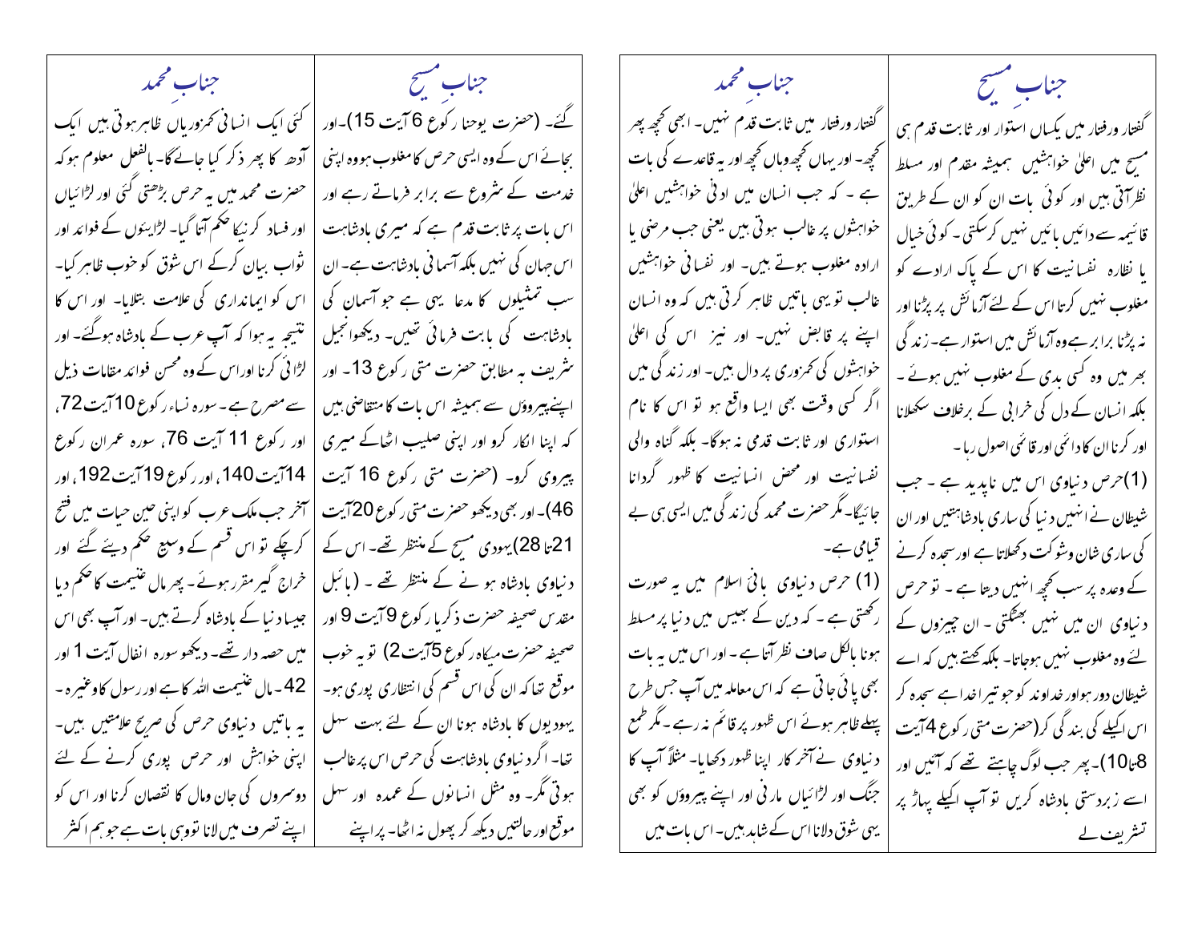## جنابِ مسیح

گفتار ورفتار میں یکساں استوار اور ثابت قدم ہی مسیح میں اعلیٰ خواہشیں ہمیشہ مقدم اور مسلط نظر آتی ہیں اور کوئی بات ان کو ان کے طریق قائیمہ سے دائیں بائیں نہیں کرسکتی ۔ کوئی خیال یا نظارہ نفسانیت کا اس کے پاک ارادے کو مغلوب نہیں کرتا اس کے لئے آزمائش پر پڑنا اور نہ پڑنا برابر ہے وہ آزمائش میں استوار ہے۔ زندگی بھر میں وہ کسی بدی کے مغلوب نہیں ہوئے ۔ بلکہ انسان کے دل کی خرابی کے برخلاف سکھلانا اور کرنا ان کا دائمی اور قائمی اصول رہا ۔

(1)حرص دنیاوی اس میں ناپدید ہے ۔ جب شیطان نے انہیں دنیا کی ساری بادشاہتیں اور ان کی ساری شان وشوکت دکھلاتا ہے اور سجدہ کرنے کے وعدہ پر سب کچھ انہیں دیتا ہے ۔ تو حرص دنیاوی ان میں نہیں بھٹکتی ۔ ان چیزوں کے لئے وہ مغلوب نہیں ہوجاتا۔ بلکہ کہتے ہیں کہ اے شیطان دور ہوا ور خداوند کو جو تیرا خدا ہے سجدہ کر اس اکیلے کی بندگی کر(حضرت متی رکوع 4آیت 8تا10)۔ پھر جب لوگ چاہتے تھے کہ آئیں اور اسے زبردستی بادشاہ کریں تو آپ اکیلے پہاڑ پر تشریف لے گئے۔ (حضرت یوحنا رکوع 6 آیت 15)۔اور بجائے اس کے وہ ایسی حرص کا مغلوب ہووہ اپنی خدمت کے شروع سے برابر فرماتے رہے اور اس بات پر ثابت قدم ہے کہ میری بادشاہت اس جہان کی نہیں بلکہ آسمانی بادشاہت ہے۔ ان سب تمثیلوں کا مدعا یہی ہے جو آسمان کی بادشاہت کی بابت فرمائی تھیں۔ دیکھو انجیل شریف بہ مطابق حضرت متی رکوع 13۔ اور اپنے پیروؤں سے ہمیشہ اس بات کا متقاضی ہیں کہ اپنا انکار کرو اور اپنی صلیب اٹھاکے میری پیروی کرو۔ (حضرت متی رکوع 16 آیت 46)۔ اور بھی دیکھو حضرت متی رکوع20آیت 21تا 28)یہودی مسیح کے منتظر تھے۔ اس کے دنیاوی بادشاہ ہونے کے منتظر تھے ۔ (بائبل مقدس صحیفہ حضرت ذکریا رکوع 9آیت 9 اور صحیفہ حضرت میکاہ رکوع 5آیت 2) تو یہ خوب موقع تھا کہ ان کی اس قسم کی انتظاری پوری ہو۔ یہودیوں کا بادشاہ ہونا ان کے لئے بہت سہل تھا۔ اگر دنیاوی بادشاہت کی حرص اس پر غالب ہوتی مگر۔ وہ مثل انسانوں کے عمدہ اور سہل موقع اور حالتیں دیکھ کر پھول نہ اٹھا۔ پر اپنے

## جنابِ محمد

گفتار ورفتار میں ثابت قدم نہیں۔ ابھی کچھ پھر کچھ۔ اور یہاں کچھ وہاں کچھ اور یہ قاعدے کی بات ہے ۔ کہ جب انسان میں ادنیٰ خواہشیں اعلیٰ خواہشوں پر غالب ہوتی ہیں یعنی جب مرضی یا ارادہ مغلوب ہوتے ہیں۔ اور نفسانی خواہشیں غالب تو یہی باتیں ظاہر کرتی ہیں کہ وہ انسان اپنے پر قابض نہیں۔ اور نیز اس کی اعلیٰ خواہشوں کی کمزوری پر دال ہیں۔ اور زندگی میں اگر کسی وقت بھی ایسا واقع ہو تو اس کا نام استواری اور ثابت قدمی نہ ہوگا۔ بلکہ گناہ والی نفسانیت اور محض انسانیت کا ظہور گردانا جائیگا۔ مگر حضرت محمد کی زندگی میں ایسی ہی بے قیامی ہے۔

(1) حرص دنیاوی بانیٔ اسلام میں یہ صورت رکھتی ہے ۔ کہ دین کے بھیس میں دنیا پر مسلط ہونا بالکل صاف نظر آتا ہے ۔ اور اس میں یہ بات بھی پائی جاتی ہے کہ اس معاملہ میں آپ جس طرح پہلے ظاہر ہوئے اس ظہور پر قائم نہ رہے ۔ مگر طمع دنیاوی نے آخر کار اپنا ظہور دکھایا۔ مثلاً آپ کا جنگ اور لڑائیاں مارنی اور اپنے پیروؤں کو بھی یہی شوق دلانا اس کے شاہد ہیں۔ اس بات میں کئی ایک انسانی کمزوریاں ظاہر ہوتی ہیں ایک آدھ کا پھر ذکر کیا جائے گا۔ بالفعل معلوم ہو کہ حضرت محمد میں یہ حرص بڑھتی گئی اور لڑائیاں اور فساد کرنیکا حکم آتا گیا۔ لڑائیوں کے فوائد اور ثواب بیان کرکے اس شوق کو خوب ظاہر کیا۔ اس کو ایمانداری کی علامت بتلایا۔ اور اس کا نتیجہ یہ ہوا کہ آپ عرب کے بادشاہ ہوگئے۔ اور لڑائی کرنا اوراس کے وہ محسن فوائد مقامات ذیل سے مصرح ہے۔ سورہ نساء رکوع 10آیت 72، اور رکوع 11 آیت 76، سورہ عمران رکوع 14آیت 140، اور رکوع 19آیت 192، اور آخر جب ملک عرب کو اپنی حین حیات میں فتح کرچکے تو اس قسم کے وسیع حکم دیئے گئے اور خراج گیر مقرر ہوئے۔ پھر مال غنیمت کا حکم دیا جیسا دنیا کے بادشاہ کرتے ہیں۔ اور آپ بھی اس میں حصہ دار تھے۔ دیکھو سورہ انفال آیت 1 اور 42۔ مال غنیمت اللہ کا ہے اور رسول کا وغیرہ۔ یہ باتیں دنیاوی حرص کی صریح علامتیں ہیں۔ اپنی خواہش اور حرص پوری کرنے کے لئے دوسروں کی جان ومال کا نقصان کرنا اور اس کو اپنے تصرف میں لانا تو وہی بات ہے جو ہم اکثر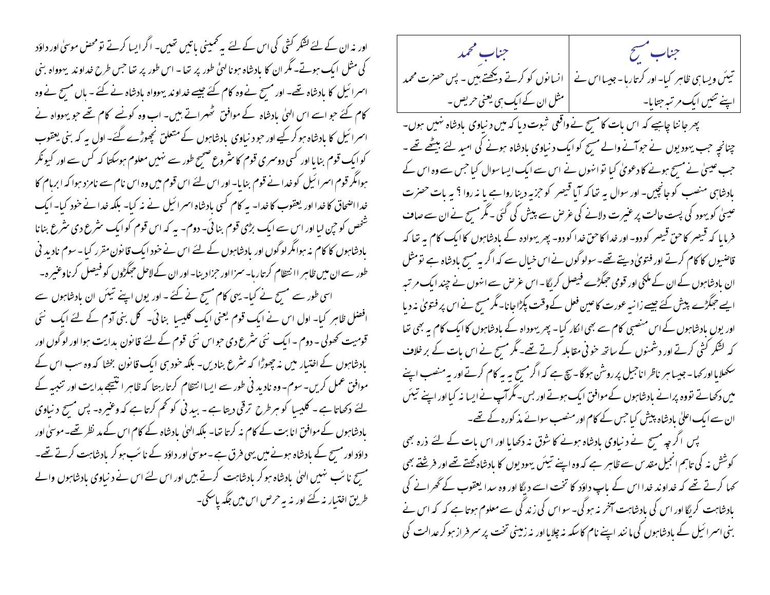| جناب مسیح | جناب محمد |
| --- | --- |
| تیئں ویسا ہی ظاہر کیا۔ اور کرتا رہا۔ جیسا اس نے اپنے تیئں ایک مرتبہ جتایا۔ | انسانوں کو کرتے دیکھتے ہیں۔ پس حضرت محمد مثل ان کے ایک ہی یعنی حریص۔ |

پھر جاننا چاہیے کہ اس بات کا مسیح نے واقعی ثبوت دیا کہ میں دنیاوی بادشاہ نہیں ہوں۔ چنانچہ جب یہودیوں نے جو آنے والے مسیح کو ایک دنیاوی بادشاہ ہونے کی امید لئے بیٹھے تھے۔ جب عیسیٰ نے مسیح ہونے کا دعویٰ کیا تو انہوں نے اس سے ایک ایسا سوال کیا جس سے وہ اس کے بادشاہی منصب کو جانچیں۔ اور سوال یہ تھا کہ آیا قیصر کو جزیہ دینا روا ہے یا نہ روا ؟ یہ بات حضرت عیسیٰ کو یہود کی پست حالت پر غیرت دلانے کی غرض سے پیش کی گئی۔ مگر مسیح نے ان سے صاف فرمایا کہ قیصر کا حق قیصر کو دو۔ اور خدا کا حق خدا کو دو۔ پھر یہوداہ کے بادشاہوں کا ایک کام یہ تھا کہ قاضیوں کا کام کرتے اور فتویٰ دیتے تھے۔ سو لوگوں نے اس خیال سے کہ اگر یہ مسیح بادشاہ ہے تو مثل ان بادشاہوں کے ان کے ملکی اور قومی جھگڑے فیصل کریگا۔ اس غرض سے انہوں نے چند ایک مرتبہ ایسے جھگڑے پیش کئے جیسے زانیہ عورت کا عین فعل کے وقت پکڑا جانا۔ مگر مسیح نے اس پر فتویٰ نہ دیا اور یوں بادشاہوں کے اس منصبی کام سے بھی انکار کیا۔ پھر یہوداہ کے بادشاہوں کا ایک کام یہ بھی تھا کہ لشکر کشی کرتے اور دشمنوں کے ساتھ خونی مقابلہ کرتے تھے۔ مگر مسیح نے اس بات کے برخلاف سکھلایا اور کہا۔ جیسا ہر ناظر اناجیل پر روشن ہوگا۔ سچ ہے کہ اگر مسیح یہ یہ کام کرتے اور یہ منصب اپنے میں دکھاتے تو وہ پرانے بادشاہوں کے موافق ایک ہوتے اور بس۔ مگر آپ نے ایسا نہ کیا اور اپنے تیئں ان سے ایک اعلیٰ بادشاہ پیش کیا جس کے کام اور منصب سوائے مذکورہ کے تھے۔

پس اگرچہ مسیح نے دنیاوی بادشاہ ہونے کا شوق نہ دکھایا اور اس بات کے لئے ذرہ بھی کوشش نہ کی تاہم انجیل مقدس سے ظاہر ہے کہ وہ اپنے تیئں یہودیوں کا بادشاہ کہتے تھے اور فرشتے بھی کہا کرتے تھے کہ خداوند خدا اس کے باپ داؤد کا تخت اسے دیگا اور وہ سدا یعقوب کے گھرانے کی بادشاہت کریگا اور اس کی بادشاہت آخر نہ ہوگی۔ سو اس کی زندگی سے معلوم ہوتا ہے کہ کہ اس نے بنی اسرائیل کے بادشاہوں کی مانند اپنے نام کا سکہ نہ چلایا اور نہ زمینی تخت پر سرفراز ہو کر عدالت کی اور نہ ان کے لئے لشکر کشی کی اس کے لئے یہ کمینی باتیں تھیں۔ اگر ایسا کرتے تو محض موسیٰ اور داؤد کی مثل ایک ہوتے۔ مگر ان کا بادشاہ ہونا الہیٰ طور پر تھا۔ اس طور پر تھا جس طرح خداوند یہوواہ بنی اسرائیل کا بادشاہ تھے۔ اور مسیح نے وہ کام کئے جیسے خداوند یہوواہ بادشاہ نے کئے۔ ہاں مسیح نے وہ کام کئے جو اسے اس الہیٰ بادشاہ کے موافق ٹھہراتے ہیں۔ اب وہ کونسے کام تھے جو یہوواہ نے اسرائیل کا بادشاہ ہو کر کیے اور جو دنیاوی بادشاہوں کے متعلق نچھوڑے گئے۔ اول یہ کہ بنی یعقوب کو ایک قوم بنایا اور کسی دوسری قوم کا شروع صحیح طور سے نہیں معلوم ہوسکتا کہ کس سے اور کیونکر ہوا مگر قوم اسرائیل کو خدا نے قوم بنایا۔ اور اس لئے اس قوم میں وہ اس نام سے نامزد ہوا کہ ابرہام کا خدا اضحاق کا خدا اور یعقوب کا خدا۔ یہ کام کسی بادشاہ اسرائیل نے نہ کیا۔ بلکہ خدا نے خود کیا۔ ایک شخص کو چن لیا اور اس سے ایک بڑی قوم بنائی۔ دوم۔ یہ کہ اس قوم کو ایک شرع دی شرع بنانا بادشاہوں کا کام نہ ہوا مگر لوگوں اور بادشاہوں کے لئے اس نے خود ایک قانون مقرر کیا۔ سوم نادیدنی طور سے ان میں ظاہرا انتظام کرتا رہا۔ سزا اور جزا دینا۔ اور ان کے لاحل جھگڑوں کو فیصل کرنا وغیرہ۔

اسی طور سے مسیح نے کیا۔ یہی کام مسیح نے کئے۔ اور یوں اپنے تیئں ان بادشاہوں سے افضل ظاہر کیا۔ اول اس نے ایک قوم یعنی ایک کلیسیا بنائی۔ کل بنی آدم کے لئے ایک نئی قومیت کھولی۔ دوم۔ ایک نئی شرع دی جو اس نئی قوم کے لئے قانون ہدایت ہوا اور لوگوں اور بادشاہوں کے اختیار میں نہ چھوڑا کہ شرع بنادیں۔ بلکہ خود ہی ایک قانون بخشا کہ وہ سب اس کے موافق عمل کریں۔ سوم۔ وہ نادیدنی طور سے ایسا انتظام کرتا رہتا کہ ظاہرا نتیجے ہدایت اور تنبیہ کے لئے دکھاتا ہے۔ کلیسیا کو ہر طرح ترقی دیتا ہے۔ بدی کو کم کرتا ہے کہ وغیرہ۔ پس مسیح دنیاوی بادشاہوں کے موافق انابت کے کام نہ کرتا تھا۔ بلکہ الہیٰ بادشاہ کے کام اس کے مد نظر تھے۔ موسیٰ اور داؤد اور مسیح کے بادشاہ ہونے میں یہی فرق ہے۔ موسیٰ اور داؤد کے نائب ہو کر بادشاہت کرتے تھے۔ مسیح نائب نہیں الہیٰ بادشاہ ہو کر بادشاہت کرتے ہیں اور اس لئے اس نے دنیاوی بادشاہوں والے طریق اختیار نہ کئے اور نہ یہ حرص اس میں جگہ پاسکی۔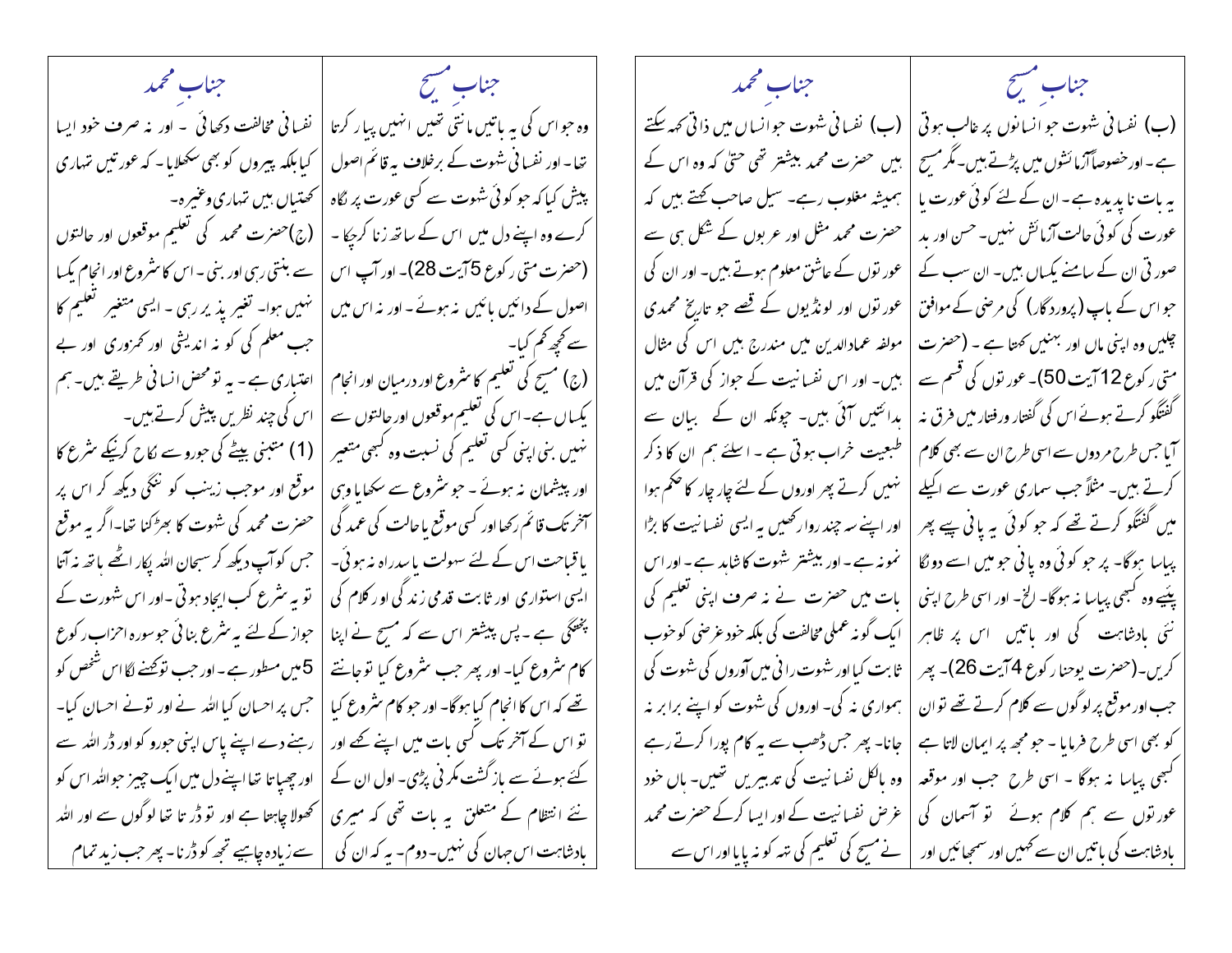## جنابِ مسیح

(ب) نفسانی شہوت جو انسانوں پر غالب ہوتی ہے۔ اورخصوصاً آزمائشوں میں پڑتے ہیں۔مگر مسیح یہ بات ناپدید ہے۔ ان کے لئے کوئی عورت یا عورت کی کوئی حالت آزمائش نہیں۔ حسن اور بد صورتی ان کے سامنے یکساں ہیں۔ ان سب کے جو اس کے باپ (پروردگار) کی مرضی کے موافق چلیں وہ اپنی ماں اور بہنیں کہتا ہے ۔ (حضرت متی رکوع 12آیت 50)۔عورتوں کی قسم سے گفتگو کرتے ہوئے اس کی گفتار ورفتار میں فرق نہ آیا جس طرح مردوں سے اسی طرح ان سے بھی کلام کرتے ہیں۔ مثلاً جب سماری عورت سے اکیلے میں گفتگو کرتے تھے کہ جو کوئی یہ پانی پیے پھر پیاسا ہوگا۔ پر جو کوئی وہ پانی جو میں اسے دونگا پیئے وہ کبھی پیاسا نہ ہوگا۔ الخ۔ اور اسی طرح اپنی نئی بادشاہت کی باتیں اس پر ظاہر کریں۔(حضرت یوحنا رکوع 4آیت 26)۔ پھر جب اور موقع پر لوگوں سے کلام کرتے تھے تو ان کو بھی اسی طرح فرمایا ۔ جو مجھ پر ایمان لاتا ہے کبھی پیاسا نہ ہوگا ۔ اسی طرح جب اور موقعہ عورتوں سے ہم کلام ہوئے تو آسمان کی بادشاہت کی باتیں ان سے کہیں اور سمجھائیں اور

## جنابِ محمد

(ب) نفسانی شہوت جو انساں میں ذاتی کہہ سکتے ہیں حضرت محمد بیشتر تھی حتیٰ کہ وہ اس کے ہمیشہ مغلوب رہے۔ سیل صاحب کہتے ہیں کہ حضرت محمد مثل اور عربوں کے شکل ہی سے عورتوں کے عاشق معلوم ہوتے ہیں۔ اور ان کی عورتوں اور لونڈیوں کے قصے جو تاریخ محمدی مولفہ عمادالدین میں مندرج ہیں اس کی مثال ہیں۔ اور اس نفسانیت کے جواز کی قرآن میں ہدائتیں آئی ہیں۔ چونکہ ان کے بیان سے طبیعت خراب ہوتی ہے ۔ اسلئے ہم ان کا ذکر نہیں کرتے پھر اوروں کے لئے چار چار کا حکم ہوا اور اپنے سہ چند روا رکھیں یہ ایسی نفسانیت کا بڑا نمونہ ہے۔ اور بیشتر شہوت کا شاہد ہے۔ اور اس بات میں حضرت نے نہ صرف اپنی تعلیم کی ایک گونہ عملی مخالفت کی بلکہ خود غرضی کو خوب ثابت کیا اور شہوت رانی میں آوروں کی شہوت کی ہمواری نہ کی۔ اوروں کی شہوت کو اپنے برابر نہ جانا۔ پھر جس ڈھب سے یہ کام پورا کرتے رہے وہ بالکل نفسانیت کی تدبیریں تھیں۔ ہاں خود غرض نفسانیت کے اور ایسا کرکے حضرت محمد نے مسیح کی تعلیم کی تہہ کو نہ پایا اور اس سے

## جنابِ مسیح

وہ جو اس کی یہ باتیں مانتی تھیں انہیں پیار کرتا تھا۔ اور نفسانی شہوت کے برخلاف یہ قائم اصول پیش کیا کہ جو کوئی شہوت سے کسی عورت پر نگاہ کرے وہ اپنے دل میں اس کے ساتھ زنا کرچکا ۔ (حضرت متی رکوع 5آیت 28)۔ اور آپ اس اصول کے دائیں بائیں نہ ہوئے۔ اور نہ اس میں سے کچھ کم کیا۔

(ج) مسیح کی تعلیم کا شروع اور درمیان اور انجام یکساں ہے۔ اس کی تعلیم موقعوں اور حالتوں سے نہیں بنی اپنی کسی تعلیم کی نسبت وہ کبھی متغیر اور پیشمان نہ ہوئے ۔ جو شروع سے سکھایا وہی آخر تک قائم رکھا اور کسی موقع یا حالت کی عمدگی یا قباحت اس کے لئے سہولت یا سدراہ نہ ہوئی۔ ایسی استواری اور ثابت قدمی زندگی اور کلام کی پختگی ہے ۔ پس پیشتر اس سے کہ مسیح نے اپنا کام شروع کیا۔ اور پھر جب شروع کیا تو جانتے تھے کہ اس کا انجام کیا ہوگا۔ اور جو کام شروع کیا تو اس کے آخر تک کسی بات میں اپنے کہے اور کئے ہوئے سے بازگشت کرنی پڑی۔ اول ان کے نئے انتظام کے متعلق یہ بات تھی کہ میری بادشاہت اس جہان کی نہیں۔ دوم۔ یہ کہ ان کی

## جنابِ محمد

نفسانی مخالفت دکھائی ۔ اور نہ صرف خود ایسا کیا بلکہ پیروں کو بھی سکھلایا۔ کہ عورتیں تمہاری کھتیاں ہیں تمہاری وغیرہ۔

(ج)حضرت محمد کی تعلیم موقعوں اور حالتوں سے بنتی رہی اور بنی ۔ اس کا شروع اور انجام یکسا نہیں ہوا۔ تغیر پذیر رہی ۔ ایسی متغیر تعلیم کا جب معلم کی کو نہ اندیشی اور کمزوری اور بے اعتباری ہے ۔ یہ تو محض انسانی طریقے ہیں۔ ہم اس کی چند نظریں پیش کرتے ہیں۔

(1) متبنیٰ بیٹے کی جورو سے نکاح کرنیکے شرع کا موقع اور موجب زینب کو ننگی دیکھ کر اس پر حضرت محمد کی شہوت کا بھڑکنا تھا۔اگر یہ موقع جس کو آپ دیکھ کر سبحان اللہ پکار اٹھے ہاتھ نہ آتا تو یہ شرع کب ایجاد ہوتی ۔ اور اس شہوت کے جواز کے لئے یہ شرع بنائی جو سورہ احزاب رکوع 5میں مسطور ہے۔ اور جب تو کہنے لگا اس شخص کو جس پر احسان کیا اللہ نے اور تونے احسان کیا۔ رہنے دے اپنے پاس اپنی جورو کو اور ڈر اللہ سے اور چھپاتا تھا اپنے دل میں ایک چیز جو اللہ اس کو کھولا چاہتا ہے اور تو ڈرتا تھا لوگوں سے اور اللہ سے زیادہ چاہیے تجھ کو ڈرنا۔ پھر جب زید تمام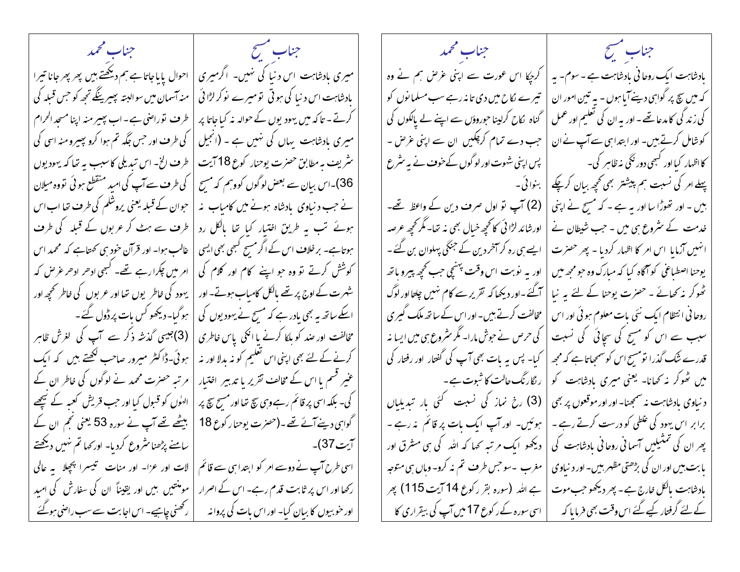## جنابِ مسیح

بادشاہت ایک روحانی بادشاہت ہے۔ سوم۔ یہ کہ میں سچ پر گواہی دینے آیا ہوں۔ یہ تین امور ان کی زندگی کا مدعا تھے۔ اور یہ ان کی تعلیم اور عمل کو شامل کرتے ہیں۔ اور ابتدا ہی سے آپ نے ان کا اظہار کیا اور کبھی دورنگی نہ ظاہر کی۔

پہلے امر کی نسبت ہم پیشتر بھی کچھ بیان کرچکے ہیں۔ اور تھوڑا سا اور یہ ہے۔ کہ مسیح نے اپنی خدمت کے شروع ہی میں۔ جب شیطان نے انہیں آزمایا اس امر کا اظہار کردیا۔ پھر حضرت یوحنا اصطباغی کو آگاہ کیا کہ مبارک وہ جو مجھ میں ٹھوکر نہ کھائے۔ حضرت یوحنا کے لئے یہ نیا روحانی انتظام ایک نئی بات معلوم ہوئی اور اس سبب سے اس کو مسیح کی سچائی کی نسبت قدرے شک گذرا تو مسیح اس کو سمجھاتا ہے کہ مجھ میں ٹھوکر نہ کھانا۔ یعنی میری بادشاہت کو دنیاوی بادشاہت نہ سمجھنا۔ اور اور موقعوں پر بھی برابر اس یہود کی غلطی کو درست کرتے رہے۔ پھر ان کی تمثیلیں آسمانی روحانی بادشاہت کی بابت ہیں اور ان کی بڑھتی مظہر ہیں۔ اور دنیاوی بادشاہت بالکل خارج ہے۔ پھر دیکھو جب موت کے لئے گرفتار کیے گئے اس وقت بھی فرمایا کہ

## جنابِ محمد

کرچکا اس عورت سے اپنی غرض ہم نے وہ تیرے نکاح میں دی تا نہ رہے سب مسلمانوں کو گناہ نکاح کرلینا جوروؤں سے اپنے لے پالکوں کی جب دے تمام کرچکیں ان سے اپنی غرض۔ پس اپنی شہوت اور لوگوں کے خوف نے یہ شرع بنوائی۔

(2) آپ تو اول صرف دین کے واعظ تھے۔ اور شائد لڑائی کا کچھ خیال بھی نہ تھا۔ مگر کچھ عرصہ ایسے ہی رہ کر آخر دین کے جنگی پہلوان بن گئے۔ اور یہ نوبت اس وقت پہنچی جب کچھ پیرو ہاتھ آگئے۔ اور دیکھا کہ تقریر سے کام نہیں چلتا اور لوگ مخالفت کرتے ہیں۔ اور اس کے ساتھ ملک گیری کی حرص نے جوش مارا۔ مگر شروع ہی میں ایسا نہ کیا۔ پس یہ بات بھی آپ کی گفتار اور رفتار کی رنگارنگ حالت کا ثبوت ہے۔

(3) رخ نماز کی نسبت کئی بار تبدیلیاں ہوئیں۔ اور آپ ایک بات پر قائم نہ رہے۔ دیکھو ایک مرتبہ کہا کہ اللہ کی ہی مشرق اور مغرب۔ سو جس طرف تم نہ کرو۔ وہاں ہی متوجہ ہے اللہ (سورہ بقر رکوع 14 آیت 115) پھر اسی سورہ کے رکوع 17 میں آپ کی بیقراری کا

## جنابِ مسیح

میری بادشاہت اس دنیا کی نہیں۔ اگر میری بادشاہت اس دنیا کی ہوتی تو میرے نوکر لڑائی کرتے۔ تاکہ میں یہودیوں کے حوالہ نہ کیا جاتا پر میری بادشاہت یہاں کی نہیں ہے۔ (انجیل شریف بہ مطابق حضرت یوحنا رکوع 18 آیت 36)۔ اس بیان سے بعض لوگوں کو وہم کہ مسیح نے جب دنیاوی بادشاہ ہونے میں کامیاب نہ ہوئے تب یہ طریق اختیار کیا تھا بالکل رد ہوتا ہے۔ برخلاف اس کے اگر مسیح کبھی بھی ایسی کوشش کرتے تو وہ جو اپنے کام اور کلام کی شہرت کے اوج پر تھے بالکل کامیاب ہوتے۔ اور اسکے ساتھ یہ بھی یادرہے کہ مسیح نے یہودیوں کی مخالفت اور ضد کو ہلکا کرنے یا انکی پاس خاطری کرنے کے لئے بھی اپنی اس تعلیم کو نہ بدلا اور نہ غیر قسم یا اس کے مخالف تقریر یا تدبیر اختیار کی۔ بلکہ اسی پر قائم رہے وہی سچ تھا اور مسیح سچ پر گواہی دینے آئے تھے۔ (حضرت یوحنا رکوع 18 آیت 37)۔

اسی طرح آپ نے دوسرے امر کو ابتدا ہی سے قائم رکھا اور اس پر ثابت قدم رہے۔ اس کے اصرار اور خوبیوں کا بیان کیا۔ اور اس بات کی پروانہ

## جنابِ محمد

احوال پایا جاتا ہے ہم دیکھتے ہیں پھر پھر جانا تیرا منہ آسمان میں سو البتہ پھیرینگے تجھ کو جس قبلہ کی طرف تو راضی ہے۔ اب پھیر منہ اپنا مسجد الحرام کی طرف اور جس جگہ تم ہوا کرو پھیرو منہ اسی کی طرف الخ۔ اس تبدیلی کا سبب یہ تھا کہ یہودیوں کی طرف سے آپ کی امید منقطع ہوئی تو وہ میلان جو ان کے قبلہ یعنی یروشلم کی طرف تھا اب اس طرف سے ہٹ کر عربوں کے قبلہ کی طرف غالب ہوا۔ اور قرآن خود ہی کہتا ہے کہ محمد اس امر میں چکرا رہے تھے۔ کبھی ادھر ادھر غرض کہ یہود کی خاطر یوں تھا اور عربوں کی خاطر کچھ اور ہوگیا۔ دیکھو کس بات پر ڈول گئے۔

(3) جیسی گذشتہ ذکر سے آپ کی لغزش ظاہر ہوئی۔ ڈاکٹر میرور صاحب لکھتے ہیں کہ ایک مرتبہ حضرت محمد نے لوگوں کی خاطر ان کے الہوں کو قبول کیا اور جب قریش کعبہ کے پیچھے بیٹھے تھے آپ نے سورہ 53 یعنی نجم ان کے سامنے پڑھنا شروع کردیا۔ اور کہا تم نہیں دیکھتے لات اور عزا۔ اور منات تیسرا پچھلا یہ عالی مونثیں ہیں اور یقیناً ان کی سفارش کی امید رکھنی چاہیے۔ اس اجابت سے سب راضی ہوگئے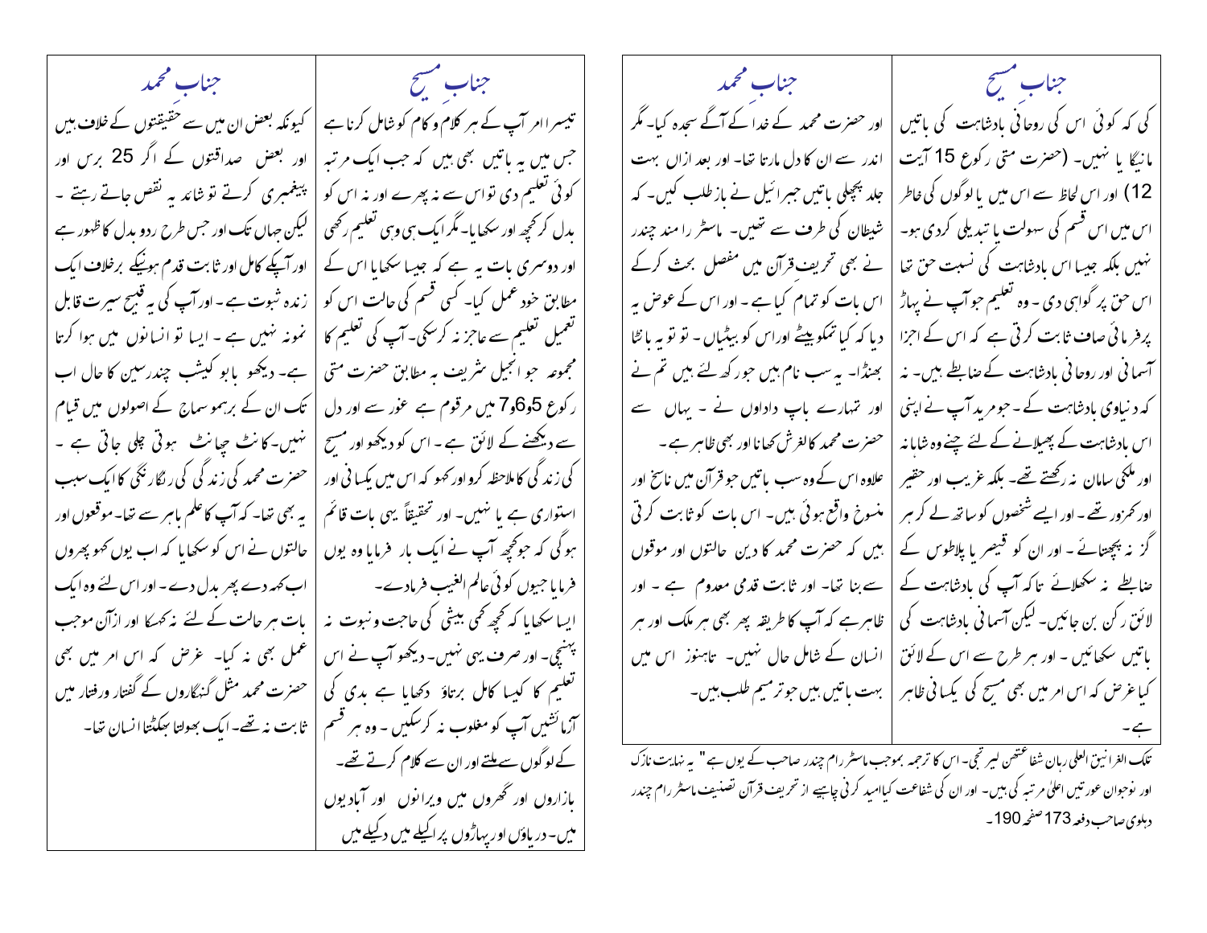## جنابِ مسیح

کی کہ کوئی اس کی روحانی بادشاہت کی باتیں مانیگا یا نہیں۔ (حضرت متی رکوع 15 آیت 12) اور اس لحاظ سے اس میں یا لوگوں کی خاطر اس میں اس قسم کی سہولت یا تبدیلی کردی ہو۔ نہیں بلکہ جیسا اس بادشاہت کی نسبت حق تھا اس حق پر گواہی دی۔ وہ تعلیم جو آپ نے پہاڑ پرفرمائی صاف ثابت کرتی ہے کہ اس کے اجزا آسمانی اور روحانی بادشاہت کے ضابطے ہیں۔ نہ کہ دنیاوی بادشاہت کے۔ جو مزید آپ نے اپنی اس بادشاہت کے پھیلانے کے لئے چنے وہ شاہانہ اور ملکی سامان نہ رکھتے تھے۔ بلکہ غریب اور حقیر اورکمزور تھے۔ اور ایسے شخصوں کو ساتھ لے کر ہرگز نہ پچھتائے۔ اور ان کو قیصر یا پلاطوس کے ضابطے نہ سکھلائے تاکہ آپ کی بادشاہت کے لائق رکن بن جائیں۔ لیکن آسمانی بادشاہت کی باتیں سکھائیں۔ اور ہر طرح سے اس کے لائق کیا غرض کہ اس امر میں بھی مسیح کی یکسانی ظاہر ہے۔

## جنابِ محمد

اور حضرت محمد کے خدا کے آگے سجدہ کیا۔ مگر اندر سے ان کا دل مارتا تھا۔ اور بعد ازاں بہت جلد پچھلی باتیں جبرائیل نے بازطلب کیں۔ کہ شیطان کی طرف سے تھیں۔ ماسٹر رامچندر نے بھی تحریفِ قرآن میں مفصل بحث کرکے اس بات کو تمام کیا ہے۔ اور اس کے عوض یہ دیا کہ کیا تمکو بیٹے اوراس کو بیٹیاں۔ تو تو یہ باٹا بھنڈا۔ یہ سب نام ہیں جو رکھ لئے ہیں تم نے اور تمہارے باپ دادوں نے۔ یہاں سے حضرت محمد کا لغزش کھانا اور بھی ظاہر ہے۔ علاوہ اس کے وہ سب باتیں جو قرآن میں ناسخ اور منسوخ واقع ہوئی ہیں۔ اس بات کو ثابت کرتی ہیں کہ حضرت محمد کا دین حالتوں اور موقعوں سے بنا تھا۔ اور ثابت قدمی معدوم ہے۔ اور ظاہر ہے کہ آپ کا طریقہ پھر بھی ہر ملک اور ہر انسان کے شامل حال نہیں۔ تاہنوز اس میں بہت باتیں ہیں جو ترمیم طلب ہیں۔

تلک الغرانیق العلیٰ ربان شفاعتھن لیرتجی۔ اس کا ترجمہ بموجب ماسٹر رام چندر صاحب کے یوں ہے" یہ نہایت نازک اور نوجوان عورتیں اعلیٰ مرتبہ کی ہیں۔ اور ان کی شفاعت کیاامید کرنی چاہیے از تحریفِ قرآن تصنیف ماسٹر رام چندر دہلوی صاحب دفعہ 173 صفحہ 190۔

## جنابِ مسیح

تیسرا امر آپ کے ہر کلام و کام کو شامل کرنا ہے جس میں یہ باتیں بھی ہیں کہ جب ایک مرتبہ کوئی تعلیم دی تواس سے نہ پھرے اور نہ اس کو بدل کرکچھ اور سکھایا۔ مگر ایک ہی وہی تعلیم رکھی اور دوسری بات یہ ہے کہ جیسا سکھایا اس کے مطابق خود عمل کیا۔ کسی قسم کی حالت اس کو تعمیل تعلیم سے عاجز نہ کرسکی۔ آپ کی تعلیم کا مجموعہ جو انجیل شریف بہ مطابق حضرت متی رکوع 5و6و7 میں مرقوم ہے غور سے اور دل سے دیکھنے کے لائق ہے۔ اس کو دیکھو اور مسیح کی زندگی کا ملاحظہ کرو اور کھو کہ اس میں یکسانی اور استواری ہے یا نہیں۔ اور تحقیقاً یہی بات قائم ہوگی کہ جو کچھ آپ نے ایک بار فرمایا وہ یوں فرمایا جیوں کوئی عالم الغیب فرمادے۔ ایسا سکھایا کہ کچھ کمی بیشی کی حاجت و نوبت نہ پہنچی۔ اور صرف یہی نہیں۔ دیکھو آپ نے اس تعلیم کا کیسا کامل برتاؤ دکھایا ہے بدی کی آزمائشیں آپ کو مغلوب نہ کرسکیں۔ وہ ہر قسم کے لوگوں سے ملتے اور ان سے کلام کرتے تھے۔ بازاروں اور گھروں میں ویرانوں اور آبادیوں میں۔ دریاؤں اور پہاڑوں پر اکیلے میں دکیلے میں

## جنابِ محمد

کیونکہ بعض ان میں سے حقیقتوں کے خلاف ہیں اور بعض صداقتوں کے اگر 25 برس اور پیغمبری کرتے تو شائد یہ نقص جاتے رہتے۔ لیکن جہاں تک اور جس طرح ردو بدل کا ظہور ہے اور آپکے کامل اور ثابت قدم ہونیکے برخلاف ایک زندہ ثبوت ہے۔ اور آپ کی یہ قبیح سیرت قابل نمونہ نہیں ہے۔ ایسا تو انسانوں میں ہوا کرتا ہے۔ دیکھو بابو کیشب چندرسین کا حال اب تک ان کے برہمو سماج کے اصولوں میں قیام نہیں۔ کانٹ چھانٹ ہوتی چلی جاتی ہے۔ حضرت محمد کی زندگی کی رنگارنگی کا ایک سبب یہ بھی تھا۔ کہ آپ کا علم باہر سے تھا۔ موقعوں اور حالتوں نے اس کو سکھایا کہ اب یوں کہو پھروں اب کہہ دے پھر بدل دے۔ اور اس لئے وہ ایک بات ہر حالت کے لئے نہ کہہ سکا اور ازآں موجب عمل بھی نہ کیا۔ غرض کہ اس امر میں بھی حضرت محمد مثل گنہگاروں کے گفتار ورفتار میں ثابت نہ تھے۔ ایک بھولتا بھٹکتا انسان تھا۔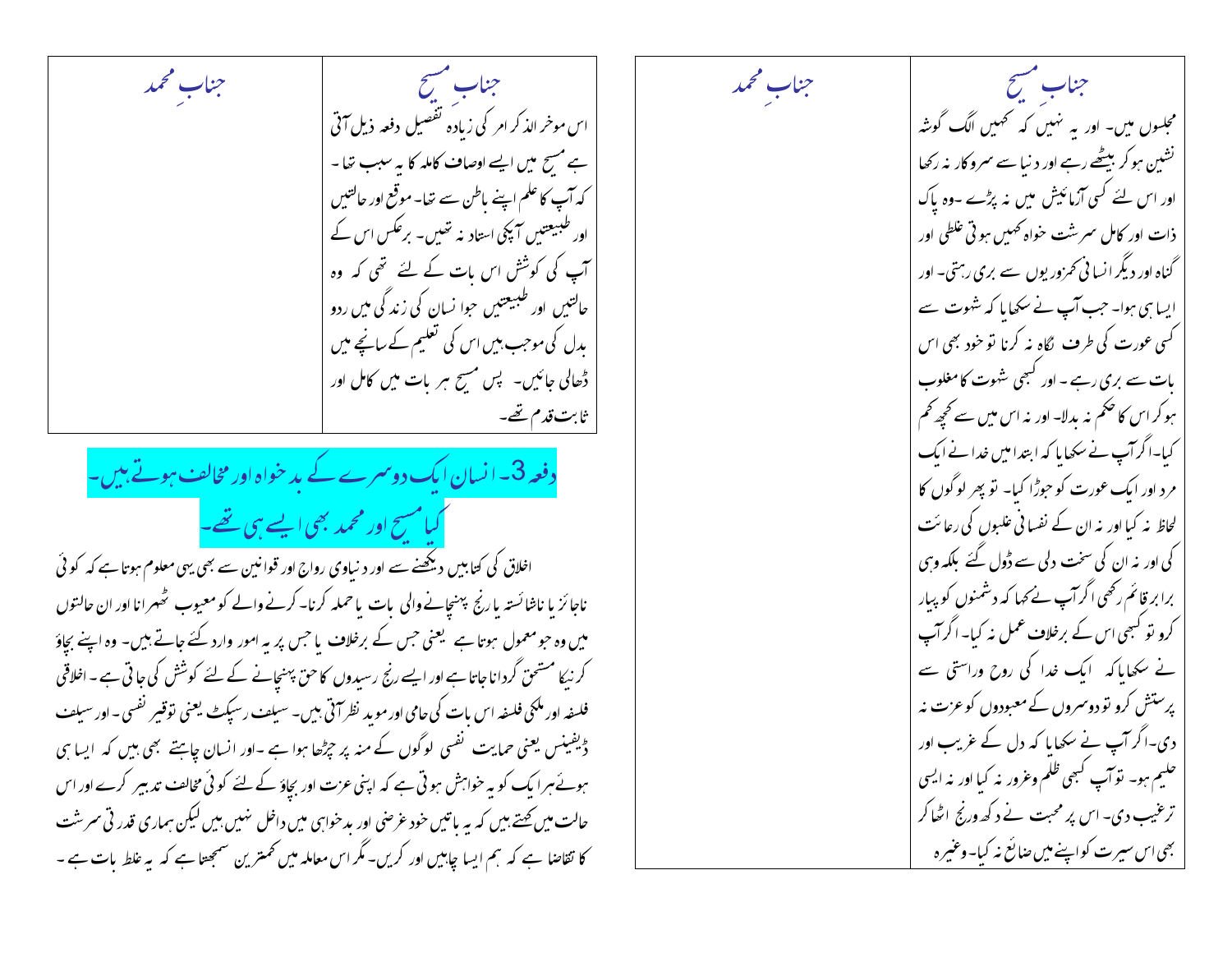| جنابِ مسیح | جنابِ محمد |
| --- | --- |
| مجلسوں میں۔ اور یہ نہیں کہ کہیں الگ گوشہ نشین ہوکر بیٹھے رہے اور دنیا سے سروکار نہ رکھا اور اس لئے کسی آزمائیش میں نہ پڑے ۔وہ پاک ذات اور کامل سرشت خواہ کہیں ہوتی غلطی اور گناہ اور دیگر انسانی کمزوریوں سے بری رہتی۔ اور ایسا ہی ہوا۔ جب آپ نے سکھایا کہ شہوت سے کسی عورت کی طرف نگاہ نہ کرنا تو خود بھی اس بات سے بری رہے ۔ اور کبھی شہوت کا مغلوب ہو کر اس کا حکم نہ بدلا۔ اور نہ اس میں سے کچھ کم کیا۔ اگر آپ نے سکھایا کہ ابتدا میں خدا نے ایک مرد اور ایک عورت کو جوڑا کیا۔ تو پھر لوگوں کا لحاظ نہ کیا اور نہ ان کے نفسانی علبوں کی رعائت کی اور نہ ان کی سخت دلی سے ڈول گئے بلکہ وہی برابر قائم رکھی اگر آپ نے کہا کہ دشمنوں کو پیار کرو تو کبھی اس کے برخلاف عمل نہ کیا۔ اگر آپ نے سکھایا کہ ایک خدا کی روح وراستی سے پرستش کرو تو دوسروں کے معبودوں کو عزت نہ دی۔ اگر آپ نے سکھایا کہ دل کے غریب اور حلیم ہو۔ تو آپ کبھی ظلم وغرور نہ کیا اور نہ ایسی ترغیب دی۔ اس پر محبت نے دکھ ورنج اٹھا کر بھی اس سیرت کو اپنے میں ضائع نہ کیا۔ وغیرہ | |

| جنابِ مسیح | جنابِ محمد |
| --- | --- |
| اس موخر الذکر امر کی زیادہ تفصیل دفعہ ذیل آتی ہے مسیح میں ایسے اوصاف کاملہ کا یہ سبب تھا ۔ کہ آپ کا علم اپنے باطن سے تھا۔ موقع اور حالتیں اور طبیعتیں آپکی استاد نہ تھیں۔ برعکس اس کے آپ کی کوشش اس بات کے لئے تھی کہ وہ حالتیں اور طبیعتیں جو انسان کی زندگی میں ردو بدل کی موجب ہیں اس کی تعلیم کے سانچے میں ڈھالی جائیں۔ پس مسیح ہر بات میں کامل اور ثابت قدم تھے۔ | |

## دفعہ 3۔ انسان ایک دوسرے کے بد خواہ اور مخالف ہوتے ہیں۔ کیا مسیح اور محمد بھی ایسے ہی تھے۔

اخلاق کی کتابیں دیکھنے سے اور دنیاوی رواج اور قوانین سے بھی یہی معلوم ہوتا ہے کہ کوئی ناجائز یا ناشائستہ یا رنج پہنچانے والی بات یا حملہ کرنا۔ کرنے والے کو معیوب ٹھہرانا اور ان حالتوں میں وہ جو معمول ہوتا ہے یعنی جس کے برخلاف یا جس پر یہ امور وارد کئے جاتے ہیں۔ وہ اپنے بچاؤ کرنیکا مستحق گردانا جاتا ہے اور ایسے رنج رسیدوں کا حق پہنچانے کے لئے کوشش کی جاتی ہے ۔ اخلاقی فلسفہ اور ملکی فلسفہ اس بات کی حامی اور موید نظر آتی ہیں۔ سیلف رسپکٹ یعنی توقیر نفسی ۔ اور سیلف ڈیفینس یعنی حمایت نفسی لوگوں کے منہ پر چڑھا ہوا ہے ۔ اور انسان چاہتے بھی ہیں کہ ایسا ہی ہوئے ہر ایک کو یہ خواہش ہوتی ہے کہ اپنی عزت اور بچاؤ کے لئے کوئی مخالف تدبیر کرے اور اس حالت میں کہتے ہیں کہ یہ باتیں خود غرضی اور بدخواہی میں داخل نہیں ہیں لیکن ہماری قدرتی سرشت کا تقاضا ہے کہ ہم ایسا چاہیں اور کریں۔ مگر اس معاملہ میں کمترین سمجھتا ہے کہ یہ غلط بات ہے ۔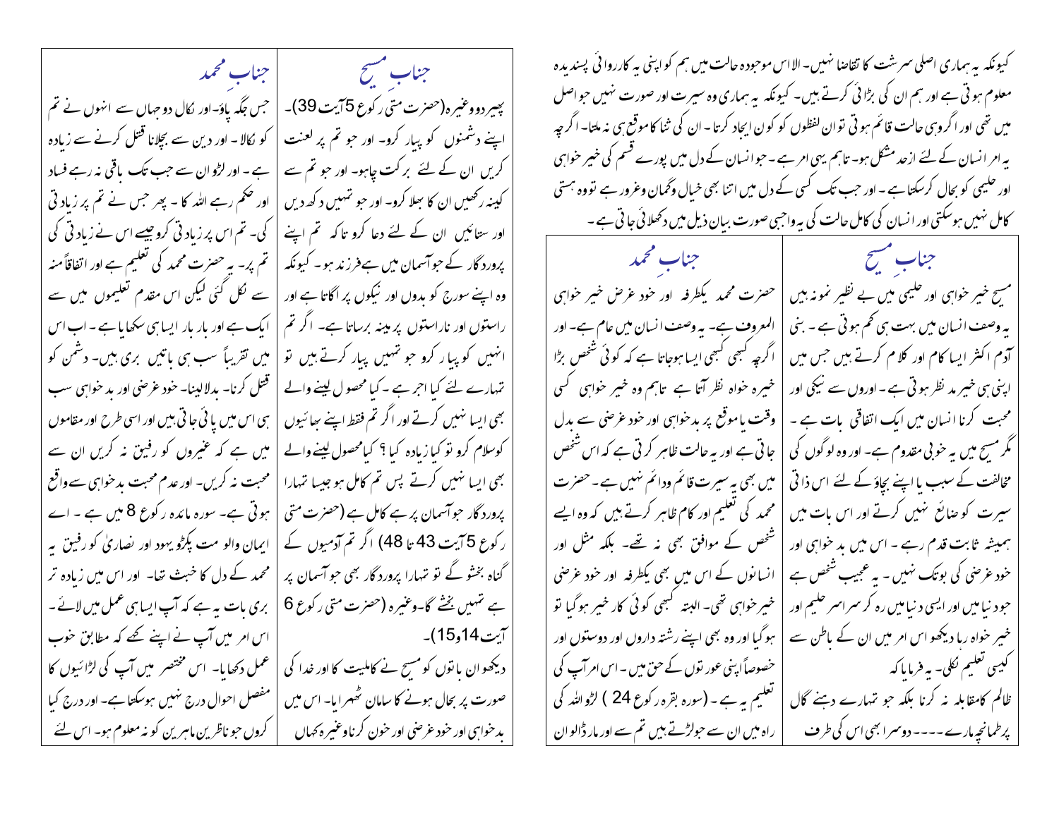کیونکہ یہ ہماری اصلی سرشت کا تقاضا نہیں۔ الا اس موجودہ حالت میں ہم کو اپنی یہ کارروائی پسندیدہ معلوم ہوتی ہے اور ہم ان کی بڑائی کرتے ہیں۔ کیونکہ یہ ہماری وہ سیرت اور صورت نہیں جو اصل میں تھی اور اگر وہی حالت قائم ہوتی تو ان لفظوں کو کون ایجاد کرتا۔ ان کی ثنا کا موقع ہی نہ ملتا۔ اگرچہ یہ امر انسان کے لئے ازحد مشکل ہو۔ تاہم یہی امر ہے۔ جو انسان کے دل میں پورے قسم کی خیر خواہی اور حلیمی کو بحال کرسکتا ہے۔ اور جب تک کسی کے دل میں اتنا بھی خیال وگمان وغرور ہے تو وہ ہستی کامل نہیں ہوسکتی اور انسان کی کامل حالت کی یہ واجبی صورت بیان ذیل میں دکھلائی جاتی ہے۔

| جنابِ مسیح | جنابِ محمد |
| --- | --- |
| مسیح خیر خواہی اور حلیمی میں بے نظیر نمونہ ہیں یہ وصف انسان میں بہت ہی کم ہوتی ہے۔ بنی آدم اکثر ایسا کام اور کلام کرتے ہیں جس میں اپنی ہی خیر مد نظر ہوتی ہے۔ اوروں سے نیکی اور محبت کرنا انسان میں ایک اتفاقی بات ہے۔ مگر مسیح میں یہ خوبی مقدوم ہے۔ اور وہ لوگوں کی مخالفت کے سبب یا اپنے بچاؤ کے لئے اس ذاتی سیرت کو ضائع نہیں کرتے اور اس بات میں ہمیشہ ثابت قدم رہے۔ اس میں بدخواہی اور خود غرضی کی بوتک نہیں۔ یہ عجیب شخص ہے جو دنیا میں اور ایسی دنیا میں رہ کر سراسر حلیم اور خیر خواہ رہا دیکھو اس امر میں ان کے باطن سے کیسی تعلیم نکلی۔ یہ فرمایا کہ ظالم کامقابلہ نہ کرنا بلکہ جو تمہارے دہنے گال پر طمانچہ مارے ۔۔۔۔ دوسرا بھی اس کی طرف | حضرت محمد یکطرفہ اور خود غرض خیر خواہی المعروف ہے۔ یہ وصف انسان میں عام ہے۔ اور اگرچہ کبھی کبھی ایسا ہوجاتا ہے کہ کوئی شخص بڑا خیرہ خواہ نظر آتا ہے تاہم وہ خیر خواہی کسی وقت یا موقع پر بدخواہی اور خود غرضی سے بدل جاتی ہے اور یہ حالت ظاہر کرتی ہے کہ اس شخص میں بھی یہ سیرت قائم ودائم نہیں ہے۔ حضرت محمد کی تعلیم اور کام ظاہر کرتے ہیں کہ وہ ایسے شخص کے موافق بھی نہ تھے۔ بلکہ مثل اور انسانوں کے اس میں بھی یکطرفہ اور خود غرضی خیر خواہی تھی۔ البتہ کبھی کوئی کار خیر ہوگیا تو ہوگیا اور وہ بھی اپنے رشتہ داروں اور دوستوں اور خصوصاً اپنی عورتوں کے حق میں۔ اس امر آپ کی تعلیم یہ ہے۔ (سورہ بقرہ رکوع 24 ) لڑو اللہ کی راہ میں ان سے جولڑتے ہیں تم سے اور مار ڈالو ان |

| جنابِ مسیح | جنابِ محمد |
| --- | --- |
| پھیردو وغیرہ (حضرت متی رکوع 5 آیت 39)۔ اپنے دشمنوں کو پیار کرو۔ اور جو تم پر لعنت کریں ان کے لئے برکت چاہو۔ اور جو تم سے کینہ رکھیں ان کا بھلا کرو۔ اور جو تمہیں دکھ دیں اور ستائیں ان کے لئے دعا کرو تاکہ تم اپنے پروردگار کے جو آسمان میں ہے فرزند ہو۔ کیونکہ وہ اپنے سورج کو بدوں اور نیکوں پر اگاتا ہے اور راستوں اور ناراستوں پر مینہ برساتا ہے۔ اگر تم انہیں کو پیار کرو جو تمہیں پیار کرتے ہیں تو تمہارے لئے کیا اجر ہے۔ کیا محصول لینے والے بھی ایسا نہیں کرتے اور اگر تم فقط اپنے بھائیوں کوسلام کرو تو کیا زیادہ کیا؟ کیا محصول لینے والے بھی ایسا نہیں کرتے پس تم کامل ہو جیسا تمہارا پروردگار جو آسمان پر ہے کامل ہے (حضرت متی رکوع 5 آیت 43 تا 48) اگر تم آدمیوں کے گناہ بخشو گے تو تمہارا پروردگار بھی جو آسمان پر ہے تمہیں بخشے گا۔ وغیرہ (حضرت متی رکوع 6 آیت 14و15)۔ دیکھو ان باتوں کو مسیح نے کاملیت کا اور خدا کی صورت پر بحال ہونے کا سامان ٹھہرایا۔ اس میں بدخواہی اور خود غرضی اور خون کرنا وغیرہ کہاں | جس جگہ پاؤ۔ اور نکال دو جہاں سے انہوں نے تم کو نکالا۔ اور دین سے بچلانا قتل کرنے سے زیادہ ہے۔ اور لڑو ان سے جب تک باقی نہ رہے فساد اور حکم رہے اللہ کا۔ پھر جس نے تم پر زیادتی کی۔ تم اس پر زیادتی کرو جیسے اس نے زیادتی کی تم پر۔ یہ حضرت محمد کی تعلیم ہے اور اتفاقاً منہ سے نکل گئی لیکن اس مقدم تعلیموں میں سے ایک ہے اور بار بار ایسا ہی سکھایا ہے۔ اب اس میں تقریباً سب ہی باتیں بری ہیں۔ دشمن کو قتل کرنا۔ بدلا لینا۔ خود غرضی اور بدخواہی سب ہی اس میں پائی جاتی ہیں اور اسی طرح اور مقاموں میں ہے کہ غیروں کو رفیق نہ کریں ان سے محبت نہ کریں۔ اور عدم محبت بدخواہی سے واقع ہوتی ہے۔ سورہ مائدہ رکوع 8 میں ہے۔ اے ایمان والو مت پکڑو یہود اور نصاریٰ کو رفیق یہ محمد کے دل کا خبث تھا۔ اور اس میں زیادہ تر بری بات یہ ہے کہ آپ ایسا ہی عمل میں لائے۔ اس امر میں آپ نے اپنے کہے کے مطابق خوب عمل دکھایا۔ اس مختصر میں آپ کی لڑائیوں کا مفصل احوال درج نہیں ہوسکتا ہے۔ اور درج کیا کروں جو ناظرین ماہرین کو نہ معلوم ہو۔ اس لئے |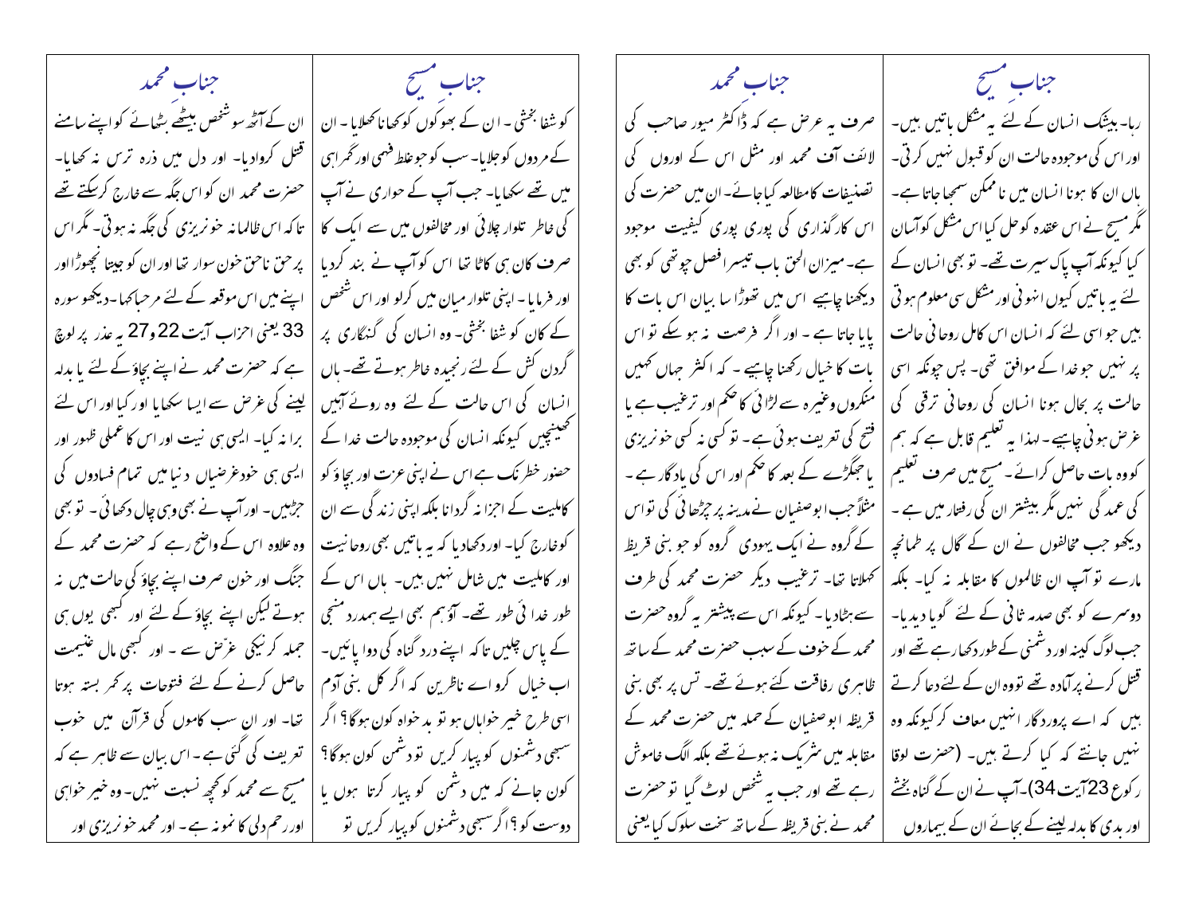## جنابِ مسیح

رہا۔ بیشک انسان کے لئے یہ مشکل باتیں ہیں۔ اور اس کی موجودہ حالت ان کو قبول نہیں کرتی۔ ہاں ان کا ہونا انسان میں ناممکن سمجھا جاتا ہے۔ مگر مسیح نے اس عقدہ کو حل کیا اس مشکل کو آسان کیا کیونکہ آپ پاک سیرت تھے۔ تو بھی انسان کے لئے یہ باتیں کیوں انہونی اور مشکل سی معلوم ہوتی ہیں جو اسی لئے کہ انسان اس کامل روحانی حالت پر نہیں جو خدا کے موافق تھی۔ پس چونکہ اسی حالت پر بحال ہونا انسان کی روحانی ترقی کی غرض ہونی چاہیے۔ لہذا یہ تعلیم قابل ہے کہ ہم کو وہ بات حاصل کرائے۔ مسیح میں صرف تعلیم کی عمدگی نہیں مگر بیشتر ان کی رفتار میں ہے۔ دیکھو جب مخالفوں نے ان کے گال پر طمانچہ مارے تو آپ ان ظالموں کا مقابلہ نہ کیا۔ بلکہ دوسرے کو بھی صدمہ ثانی کے لئے گویا دیدیا۔ جب لوگ کینہ اور دشمنی کے طور دکھا رہے تھے اور قتل کرنے پر آمادہ تھے تو وہ ان کے لئے دعا کرتے ہیں کہ اے پروردگار انہیں معاف کر کیونکہ وہ نہیں جانتے کہ کیا کرتے ہیں۔ (حضرت لوقا رکوع 23آیت 34)۔آپ نے ان کے گناہ بخشے اور بدی کا بدلہ لینے کے بجائے ان کے بیماروں

## جنابِ محمد

صرف یہ عرض ہے کہ ڈاکٹر میور صاحب کی لائف آف محمد اور مثل اس کے اوروں کی تصنیفات کا مطالعہ کیا جائے۔ ان میں حضرت کی اس کارگذاری کی پوری پوری کیفیت موجود ہے۔ میزان الحق باب تیسرا فصل چوتھی کو بھی دیکھنا چاہیے اس میں تھوڑا سا بیان اس بات کا پایا جاتا ہے۔ اور اگر فرصت نہ ہو سکے تو اس بات کا خیال رکھنا چاہیے۔ کہ اکثر جہاں کہیں منکروں وغیرہ سے لڑائی کا حکم اور ترغیب ہے یا فتح کی تعریف ہوئی ہے۔ تو کسی نہ کسی خونریزی یا جھگڑے کے بعد کا حکم اور اس کی یادگار ہے۔ مثلاً جب ابوصفیان نے مدینہ پر چڑھائی کی تو اس کے گروہ نے ایک یہودی گروہ کو جو بنی قریظہ کہلاتا تھا۔ ترغیب دیکر حضرت محمد کی طرف سے ہٹادیا۔ کیونکہ اس سے پیشتر یہ گروہ حضرت محمد کے خوف کے سبب حضرت محمد کے ساتھ ظاہری رفاقت کئے ہوئے تھے۔ تس پر بھی بنی قریظہ ابوصفیان کے حملہ میں حضرت محمد کے مقابلہ میں شریک نہ ہوئے تھے بلکہ الگ خاموش رہے تھے اور جب یہ شخص لوٹ گیا تو حضرت محمد نے بنی قریظہ کے ساتھ سخت سلوک کیا یعنی

## جنابِ مسیح

کو شفا بخشی۔ ان کے بھوکوں کو کھانا کھلایا۔ ان کے مردوں کو جلایا۔ سب کو جو غلط فہمی اور گمراہی میں تھے سکھایا۔ جب آپ کے حواری نے آپ کی خاطر تلوار چلائی اور مخالفوں میں سے ایک کا صرف کان ہی کاٹا تھا اس کو آپ نے بند کردیا اور فرمایا۔ اپنی تلوار میان میں کرلو اور اس شخص کے کان کو شفا بخشی۔ وہ انسان کی گنہگاری پر گردن کش کے لئے رنجیدہ خاطر ہوتے تھے۔ ہاں انسان کی اس حالت کے لئے وہ روئے آہیں کھینچیں کیونکہ انسان کی موجودہ حالت خدا کے حضور خطرناک ہے اس نے اپنی عزت اور بچاؤ کو کاملیت کے اجزا نہ گردانا بلکہ اپنی زندگی سے ان کو خارج کیا۔ اور دکھادیا کہ یہ باتیں بھی روحانیت اور کاملیت میں شامل نہیں ہیں۔ ہاں اس کے طور خدائی طور تھے۔ آؤ ہم بھی ایسے ہمدرد منجی کے پاس چلیں تاکہ اپنے درد گناہ کی دوا پائیں۔ اب خیال کرو اے ناظرین کہ اگر کل بنی آدم اسی طرح خیر خواہاں ہو تو بد خواہ کون ہوگا؟ اگر سبھی دشمنوں کو پیار کریں تو دشمن کون ہوگا؟ کون جانے کہ میں دشمن کو پیار کرتا ہوں یا دوست کو؟ اگر سبھی دشمنوں کو پیار کریں تو

## جنابِ محمد

ان کے آٹھ سو شخص بیٹھے بٹھائے کو اپنے سامنے قتل کروادیا۔ اور دل میں ذرہ ترس نہ کھایا۔ حضرت محمد ان کو اس جگہ سے خارج کرسکتے تھے تاکہ اس ظالمانہ خونریزی کی جگہ نہ ہوتی۔ مگر اس پر حق ناحق خون سوار تھا اور ان کو جیتا نچھوڑا اور اپنے میں اس موقعہ کے لئے مرحبا کہا۔ دیکھو سورہ 33 یعنی احزاب آیت 22 و27 یہ عذر پرلوچ ہے کہ حضرت محمد نے اپنے بچاؤ کے لئے یا بدلہ لینے کی غرض سے ایسا سکھایا اور کیا اور اس لئے برا نہ کیا۔ ایسی ہی نیت اور اس کا عملی ظہور اور ایسی ہی خودغرضیاں دنیا میں تمام فسادوں کی جڑہیں۔ اور آپ نے بھی وہی چال دکھائی۔ تو بھی وہ علاوہ اس کے واضح رہے کہ حضرت محمد کے جنگ اور خون صرف اپنے بچاؤ کی حالت میں نہ ہوتے لیکن اپنے بچاؤ کے لئے اور کبھی یوں ہی حملہ کر نیکی غرض سے۔ اور کبھی مال غنیمت حاصل کرنے کے لئے فتوحات پر کمر بستہ ہوتا تھا۔ اور ان سب کاموں کی قرآن میں خوب تعریف کی گئی ہے۔ اس بیان سے ظاہر ہے کہ مسیح سے محمد کو کچھ نسبت نہیں۔ وہ خیر خواہی اور رحم دلی کا نمونہ ہے۔ اور محمد خونریزی اور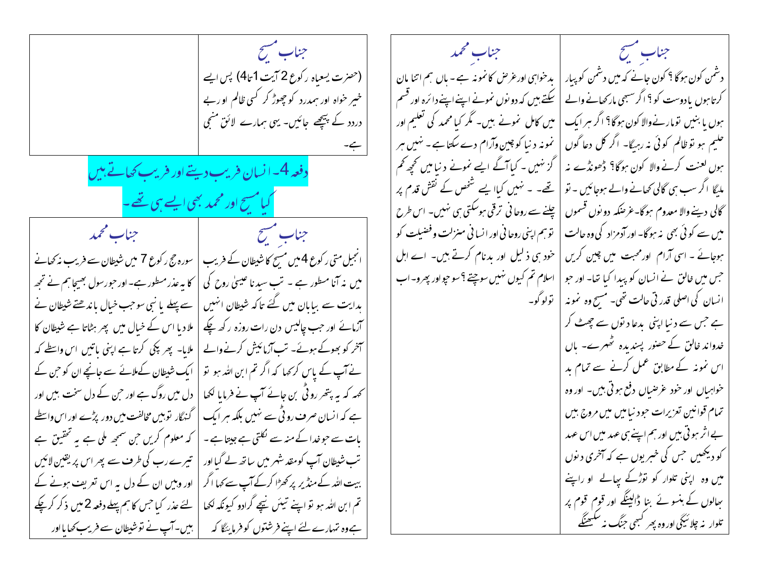| جنابِ محمد | جنابِ مسیح |
| --- | --- |
| بدخواہی اورغرض کانمونہ ہے۔ ہاں ہم اتنا مان سکتے ہیں کہ دونوں نمونے اپنے اپنے دائرہ اور قسم میں کامل نمونے ہیں۔ مگر کیا محمد کی تعلیم اور نمونہ دنیا کو چین وآرام دے سکتا ہے۔ نہیں ہر گز نہیں ۔ کیا آگے ایسے نمونے دنیا میں کچھ کم تھے۔ ۔ نہیں کیا ایسے شخص کے نقش قدم پر چلنے سے روحانی ترقی ہوسکتی ہی نہیں۔ اس طرح توہم اپنی روحانی اور انسانی منزلت وفضیلت کو خود ہی ذلیل اور بدنام کرتے ہیں۔ اے اہل اسلام تم کیوں نہیں سوچتے ؟سو چو اور پھرو۔ اب تولوگو۔ | دشمن کون ہوگا ؟ کون جانے کہ میں دشمن کو پیار کرتا ہوں یادوست کو؟ اگر سبھی مارکھانے والے ہوں یا بنیں تومارنے والا کون ہوگا؟ اگر ہر ایک حلیم ہو توظالم کوئی نہ رہیگا۔ اگر کل دعا گوں ہوں لعنت کرنے والا کون ہوگا؟ ڈھونڈے نہ ملیگا اگر سب ہی گالی کھانے والے ہوجائیں ۔ تو گالی دینے والا معدوم ہوگا۔غرضکہ دونوں قسموں میں سے کوئی بھی نہ ہوگا۔ اور آدمزاد کی وہ حالت ہوجائے ۔ اسی آرام اورمحبت میں چین کریں جس میں خالق نے انسان کو پیدا کیا تھا۔ اور جو انسان کی اصلی قدرتی حالت تھی۔ مسیح وہ نمونہ ہے جس سے دنیا اپنی بدعادتوں سے چھٹ کر خداوند خالق کے حضور پسندیدہ ٹھہرے۔ ہاں اس نمونہ کے مطابق عمل کرنے سے تمام بد خواہیاں اور خود غرضیاں دفع ہوتی ہیں۔ اور وہ تمام قوانین تعزیرات جودنیا میں میں مروج ہیں بےاثر ہوتی ہیں اور ہم اپنے ہی عہد میں اس عہد کو دیکھیں جس کی خبریوں ہے کہ آخری دنوں میں وہ اپنی تلوار کو توڑکے پھالے او راپنے بھالوں کے ہنسوئے بنا ڈالینگے اور قوم قوم پر تلوار نہ چلائیگی اوروہ پھر کبھی جنگ نہ سیکھینگے |

| جنابِ محمد | جنابِ مسیح |
| --- | --- |
| | (حضرت یسعیاہ رکوع 2 آیت 1تا4) پس ایسے خیر خواہ اور ہمدرد کو چھوڑ کر کسی ظالم اور بے درد کے پیچھے جائیں۔ یہی ہمارے لائق منجی ہے۔ |

## دفعہ 4۔ انسان فریب دیتے اور فریب کھاتے ہیں کیا مسیح اور محمد بھی ایسے ہی تھے۔

| جنابِ محمد | جنابِ مسیح |
| --- | --- |
| سورہ حج رکوع 7 میں شیطان سے فریب نہ کھانے کا یہ عذر مسطور ہے۔ اور جو رسول بھیجا ہم نے تجھ سے پہلے یا نبی سوجب خیال باندھتے شیطان نے ملادیا اس کے خیال میں پھر ہٹاتا ہے شیطان کا ملایا۔ پھر پکی کرتا ہے اپنی باتیں اس واسطے کہ ایک شیطان کےملائے سے جانچے ان کو جن کے دل میں روگ ہے اور جن کے دل سخت ہیں اور گنہگار توہیں مخالفت میں دور پڑے اور اس واسطے کہ معلوم کریں جن سمجھ ملی ہے یہ تحقیق ہے تیرے رب کی طرف سے پھر اس پر یقین لائیں اور وہیں ان کے دل یہ اس تعریف ہونے کے لئے عذر کیا جس کا ہم پہلے دفعہ 2 میں ذکر کرچکے ہیں۔آپ نے توشیطان سے فریب کھایا اور | انجیل متی رکوع 4 میں مسیح کا شیطان کے فریب میں نہ آنا مسطور ہے ۔ تب سیدنا عیسیٰ روح کی ہدایت سے بیابان میں گئے تاکہ شیطان انہیں آزمائے اور جب چالیس دن رات روزہ رکھ چکے آخر کو بھوکے ہوئے۔ تب آزمائیش کرنے والے نے آپ کے پاس کرکہا کہ اگر تم ابن اللہ ہو تو کہہ کہ یہ پتھر روٹی بن جائے آپ نے فرمایا لکھا ہے کہ انسان صرف روٹی سے نہیں بلکہ ہر ایک بات سے جو خدا کے منہ سے نکلتی ہے جیتا ہے۔ تب شیطان آپ کومقدس شہر میں ساتھ لے گیا اور بیت اللہ کے منڈیر پر کھڑا کرکے آپ سے کہا اگر تم ابن اللہ ہو تو اپنے تیئں نیچے گرادو کیونکہ لکھا ہے وہ تمہارے لئے اپنے فرشتوں کو فرمائیگا کہ |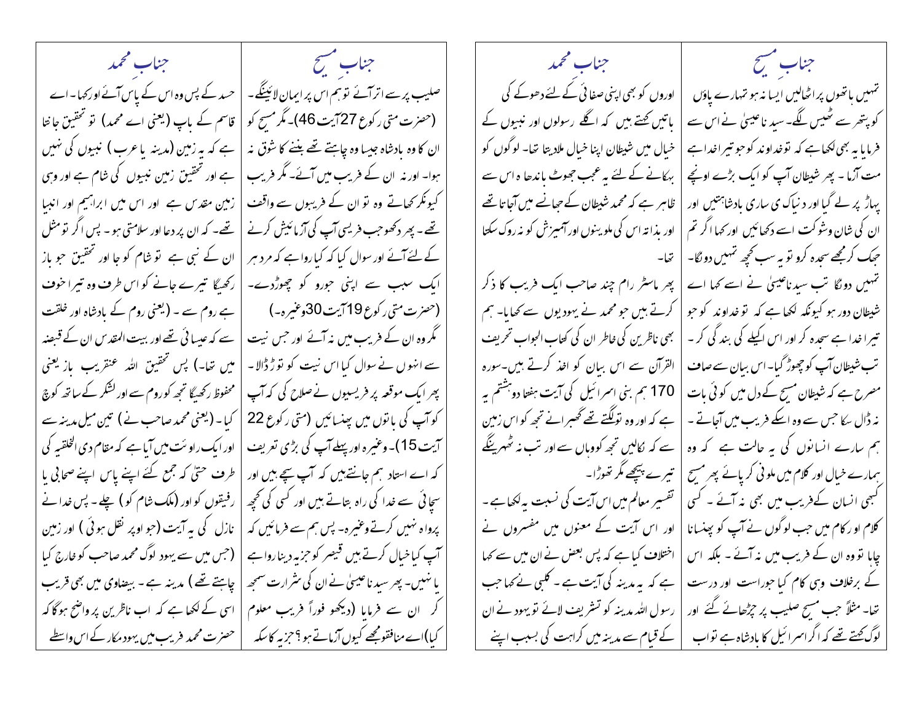| جنابِ مسیح | جنابِ محمد |
| --- | --- |
| تمہیں ہاتھوں پر اٹھالیں ایسا نہ ہو تمہارے پاؤں کو پتھر سے ٹھیس لگے۔ سید نا عیسیٰ نے اس سے فرمایا یہ بھی لکھا ہے کہ تو خداوند کو جو تیرا خدا ہے مت آزما ۔ پھر شیطان آپ کو ایک بڑے اونچے پہاڑ پر لے گیا اور دنیا کی ساری بادشاہتیں اور ان کی شان وشوکت اسے دکھائیں اور کہا اگر تم جھک کر مجھے سجدہ کرو تو یہ سب کچھ تمہیں دونگا۔ تمہیں دونگا تب سید ناعیسیٰ نے اسے کہا اے شیطان دور ہو کیونکہ لکھا ہے کہ تو خداوند کو جو تیرا خدا ہے سجدہ کر اور اس اکیلے کی بندگی کر۔ تب شیطان آپ کو چھوڑ گیا۔ اس بیان سے صاف مصرح ہے کہ شیطان مسیح کے دل میں کوئی بات نہ ڈال سکا جس سے وہ اسکے فریب میں آجاتے۔ ہم سارے انسانوں کی یہ حالت ہے کہ وہ ہمارے خیال اور کلام میں ملونی کر پائے پھر مسیح کبھی انسان کے فریب میں بھی نہ آئے۔ کسی کلام اور کام میں جب لوگوں نے آپ کو پھنسانا چاہا تو وہ ان کے فریب میں نہ آئے۔ بلکہ اس کے برخلاف وہی کام کیا جو راست اور درست تھا۔ مثلاً جب مسیح صلیب پر چڑھائے گئے اور لوگ کہتے تھے کہ اگر اسرائیل کا بادشاہ ہے تو اب | اوروں کو بھی اپنی صفائی کے لئے دھوکے کی باتیں کہتے ہیں کہ اگلے رسولوں اور نبیوں کے خیال میں شیطان اپنا خیال ملادیتا تھا۔ لوگوں کو بہکانے کے لئے یہ عجب جھوٹ باندھا ہ اس سے ظاہر ہے کہ محمد شیطان کے جھانسے میں آجاتا تھے اور بذاتہ اس کی ملوینوں اور آمیزش کو نہ روک سکتا تھا۔ پھر ماسٹر رام چند صاحب ایک فریب کا ذکر کرتے ہیں جو محمد نے یہودیوں سے کھایا۔ ہم بھی ناظرین کی خاطر ان کی کتاب الجواب تحریف القرآن سے اس بیان کو اخذ کرتے ہیں۔ سورہ 170 بنی اسرائیل کی آیت ہفتا دوہشتم یہ ہے کہ اور وہ تو لگتے تھے گھبرانے تجھ کو اس زمین سے کہ نکالیں تجھ کو وہاں سے اور تب نہ ٹھہرینگے تیرے پیچھے مگر تھوڑا۔ تفسیر معالم میں اس آیت کی نسبت یہ لکھا ہے۔ اور اس آیت کے معنوں میں مفسروں نے اختلاف کیا ہے کہ پس بعض نے ان میں سے کہا ہے کہ یہ مدینہ کی آیت ہے۔ کلبی نے کہا جب رسول اللہ مدینہ کو تشریف لائے تو یہود نے ان کے قیام سے مدینہ میں کراہت کی بسبب اپنے |

| جنابِ مسیح | جنابِ محمد |
| --- | --- |
| صلیب پر سے اتر آئے تو ہم اس پر ایمان لائینگے۔ (حضرت متی رکوع 27 آیت 46)۔ مگر مسیح کو ان کا وہ بادشاہ جیسا وہ چاہتے تھے بننے کا شوق نہ ہوا۔ اور نہ ان کے فریب میں آئے۔ مگر فریب کیونکر کھاتے وہ تو ان کے فریبوں سے واقف تھے۔ پھر دیکھو جب فریسی آپ کی آزمائش کرنے کے لئے آئے اور سوال کیا کہ کیا روا ہے کہ مرد ہر ایک سبب سے اپنی جورو کو چھوڑدے۔ (حضرت متی رکوع 19 آیت 30 وغیرہ۔) مگر وہ ان کے فریب میں نہ آئے اور جس نیت سے انہوں نے سوال کیا اس نیت کو توڑڈالا۔ پھر ایک موقعہ پر فریسیوں نے صلاح کی کہ آپ کو آپ کی باتوں میں پھنسائیں (متی رکوع 22 آیت 15)۔ وغیرہ اور پہلے آپ کی بڑی تعریف کہ اے استاد ہم جانتے ہیں کہ آپ سچے ہیں اور سچائی سے خدا کی راہ بتاتے ہیں اور کسی کی کچھ پرواہ نہیں کرتے وغیرہ۔ پس ہم سے فرمائیں کہ آپ کیا خیال کرتے ہیں قیصر کو جزیہ دینا روا ہے یا نہیں۔ پھر سید نا عیسیٰ نے ان کی شرارت سمجھ کر ان سے فرمایا (دیکھو فوراً فریب معلوم کیا) اے منافقو مجھے کیوں آزماتے ہو؟ جزیہ کا سکہ | حسد کے پس وہ اس کے پاس آئے اور کہا۔ اے قاسم کے باپ (یعنی اے محمد) تو تحقیق جانتا ہے کہ یہ زمین (مدینہ یا عرب) نبیوں کی نہیں ہے اور تحقیق زمین نبیوں کی شام ہے اور وہی زمین مقدس ہے اور اس میں ابراہیم اور انبیا تھے۔ کہ ان پر دعا اور سلامتی ہو۔ پس اگر تو مثل ان کے نبی ہے تو شام کو جا اور تحقیق جو باز رکھیگا تیرے جانے کو اس طرف وہ تیرا خوف ہے روم سے۔ (یعنی روم کے بادشاہ اور خلقت سے کہ عیسائی تھے اور بیت المقدس ان کے قبضہ میں تھا۔) پس تحقیق اللہ عنقریب باز یعنی محفوظ رکھیگا تجھ کو روم سے اور لشکر کے ساتھ کوچ کیا۔ (یعنی محمد صاحب نے) تین میل مدینہ سے اور ایک راویت میں آیا ہے کہ مقام ذی الحلقیہ کی طرف حتیٰ کہ جمع کئے اپنے پاس اپنے صحابی یا رفیقوں کو اور (ملک شام کو) چلے۔ پس خدا نے نازل کی یہ آیت (جو اوپر نقل ہوئی) اور زمین (جس میں سے یہود لوگ محمد صاحب کو خارج کیا چاہتے تھے) مدینہ ہے۔ بیضاوی میں بھی قریب اسی کے لکھا ہے کہ اب ناظرین پر واضح ہوگا کہ حضرت محمد فریب میں یہود مکار کے اس واسطے |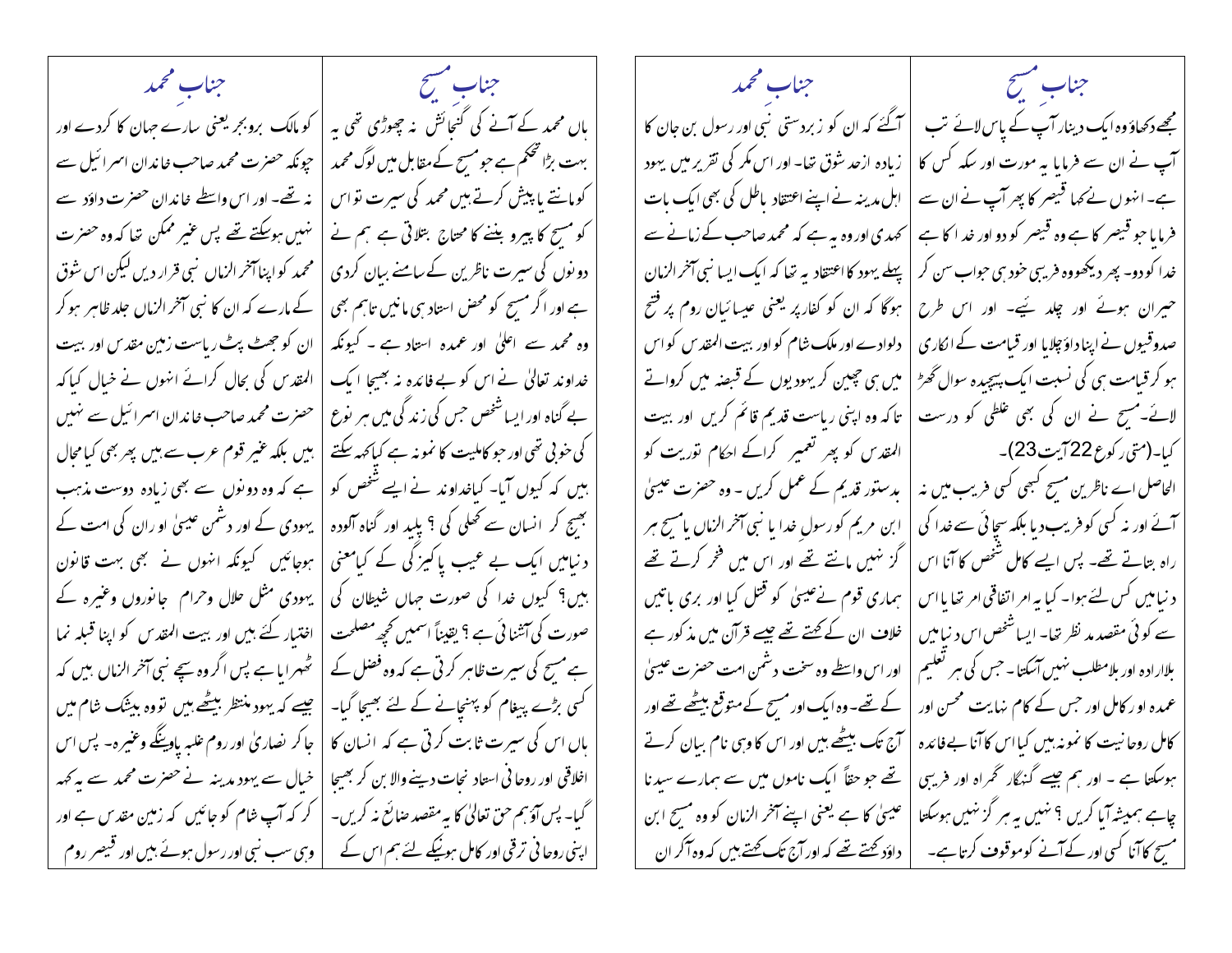## جنابِ مسیح

مجھے دکھاؤ وہ ایک دینار آپ کے پاس لائے تب آپ نے ان سے فرمایا یہ مورت اور سکہ کس کا ہے۔ انہوں نے کہا قیصر کا پھر آپ نے ان سے فرمایا جو قیصر کا ہے وہ قیصر کو دو اور خدا کا ہے خدا کو دو۔ پھر دیکھو وہ فریسی خود ہی جواب سن کر حیران ہوئے اور چلد یئے۔ اور اس طرح صدوقیوں نے اپنا داؤ چلایا اور قیامت کے انکاری ہو کر قیامت ہی کی نسبت ایک پیچیدہ سوال گھڑ لائے۔مسیح نے ان کی بھی غلطی کو درست کیا۔(متی رکوع 22آیت 23)۔

الحاصل اے ناظرین مسیح کبھی کسی فریب میں نہ آئے اور نہ کسی کو فریب دیا بلکہ سچائی سے خدا کی راہ بتاتے تھے۔ پس ایسے کامل شخص کا آنا اس دنیا میں کس لئے ہوا۔ کیا یہ امر اتفاقی امر تھا یا اس سے کوئی مقصد مد نظر تھا۔ ایسا شخص اس دنیا میں بلاارادہ اور بلامطلب نہیں آسکتا۔ جس کی ہر تعلیم عمدہ او رکامل اور جس کے کام نہایت محسن اور کامل روحانیت کا نمونہ ہیں کیا اس کا آنا بے فائدہ ہوسکتا ہے ۔ اور ہم جیسے گنہگار گمراہ اور فریبی چاہے ہمیشہ آیا کریں ؟ نہیں یہ ہر گز نہیں ہوسکتا مسیح کا آنا کسی اور کے آنے کو موقوف کرتا ہے۔

## جنابِ محمد

آگئے کہ ان کو زبردستی نبی اور رسول بن جان کا زیادہ ازحد شوق تھا۔ اور اس مکر کی تقریر میں یہود اہل مدینہ نے اپنے اعتقاد باطل کی بھی ایک بات کھدی اور وہ یہ ہے کہ محمد صاحب کے زمانے سے پہلے یہود کا اعتقاد یہ تھا کہ ایک ایسا نبی آخر الزمان ہوگا کہ ان کو کفار پر یعنی عیسائیان روم پر فتح دلوادے اور ملک شام کو اور بیت المقدس کو اس میں ہی چھین کر یہودیوں کے قبضہ میں کرواتے تاکہ وہ اپنی ریاست قدیم قائم کریں اور بیت المقدس کو پھر تعمیر کراکے احکام توریت کو بدستور قدیم کے عمل کریں ۔ وہ حضرت عیسیٰ ابن مریم کو رسول خدا یا نبی آخر الزماں یا مسیح ہر گز نہیں مانتے تھے اور اس میں فخر کرتے تھے ہماری قوم نے عیسیٰ کو قتل کیا اور بری باتیں خلاف ان کے کہتے تھے جیسے قرآن میں مذکور ہے اور اس واسطے وہ سخت دشمن امت حضرت عیسیٰ کے تھے۔ وہ ایک اور مسیح کے متوقع بیٹھے تھے اور آج تک بیٹھے ہیں اور اس کا وہی نام بیان کرتے تھے جو حقاً ایک ناموں میں سے ہمارے سیدنا عیسیٰ کا ہے یعنی اپنے آخر الزمان کو وہ مسیح ابن داؤد کہتے تھے کہ اور آج تک کہتے ہیں کہ وہ آکر ان

## جنابِ مسیح

ہاں محمد کے آنے کی گنجائش نہ چھوڑی تھی یہ بہت بڑا تحکم ہے جو مسیح کے مقابل میں لوگ محمد کو مانتے یا پیش کرتے ہیں محمد کی سیرت تو اس کو مسیح کا پیرو بننے کا محتاج بتلاتی ہے ہم نے دونوں کی سیرت ناظرین کے سامنے بیان کردی ہے اور اگر مسیح کو محض استاد ہی مانیں تاہم بھی وہ محمد سے اعلیٰ اور عمدہ استاد ہے ۔ کیونکہ خداوند تعالیٰ نے اس کو بے فائدہ نہ بھیجا ایک بے گناہ اور ایسا شخص جس کی زندگی میں ہر نوع کی خوبی تھی اور جو کاملیت کا نمونہ ہے کیا کہہ سکتے ہیں کہ کیوں آیا۔ کیا خداوند نے ایسے شخص کو بھیج کر انسان سے کھیلی کی ؟ پلید اور گناہ آلودہ دنیا میں ایک بے عیب پاکیزگی کے کیا معنی ہیں؟ کیوں خدا کی صورت جہاں شیطان کی صورت کی آشنائی ہے ؟ یقیناً اسمیں کچھ مصلحت ہے مسیح کی سیرت ظاہر کرتی ہے کہ وہ فضل کے کسی بڑے پیغام کو پہنچانے کے لئے بھیجا گیا۔ ہاں اس کی سیرت ثابت کرتی ہے کہ انسان کا اخلاقی اور روحانی استاد نجات دینے والا بن کر بھیجا گیا۔ پس آؤ ہم حق تعالیٰ کا یہ مقصد ضائع نہ کریں۔ اپنی روحانی ترقی اور کامل ہونیکے لئے ہم اس کے

## جنابِ محمد

کو مالک بروبحر یعنی سارے جہان کا کردے اور چونکہ حضرت محمد صاحب خاندان اسرائیل سے نہ تھے۔ اور اس واسطے خاندان حضرت داؤد سے نہیں ہوسکتے تھے پس غیر ممکن تھا کہ وہ حضرت محمد کو اپنا آخر الزماں نبی قرار دیں لیکن اس شوق کے مارے کہ ان کا نبی آخر الزماں جلد ظاہر ہو کر ان کو جھٹ پٹ ریاست زمین مقدس اور بیت المقدس کی بحال کرائے انہوں نے خیال کیا کہ حضرت محمد صاحب خاندان اسرائیل سے نہیں ہیں بلکہ غیر قوم عرب سے ہیں پھر بھی کیا مجال ہے کہ وہ دونوں سے بھی زیادہ دوست مذہب یہودی کے اور دشمن عیسیٰ او ران کی امت کے ہوجائیں کیونکہ انہوں نے بھی بہت قانون یہودی مثل حلال وحرام جانوروں وغیرہ کے اختیار کئے ہیں اور بیت المقدس کو اپنا قبلہ نما ٹھہرایا ہے پس اگر وہ سچے نبی آخر الزماں ہیں کہ جیسے کہ یہود منتظر بیٹھے ہیں تو وہ بیشک شام میں جاکر نصاریٰ اور روم غلبہ پاوینگے وغیرہ۔ پس اس خیال سے یہود مدینہ نے حضرت محمد سے یہ کہہ کر کہ آپ شام کو جائیں کہ زمین مقدس ہے اور وہی سب نبی اور رسول ہوئے ہیں اور قیصر روم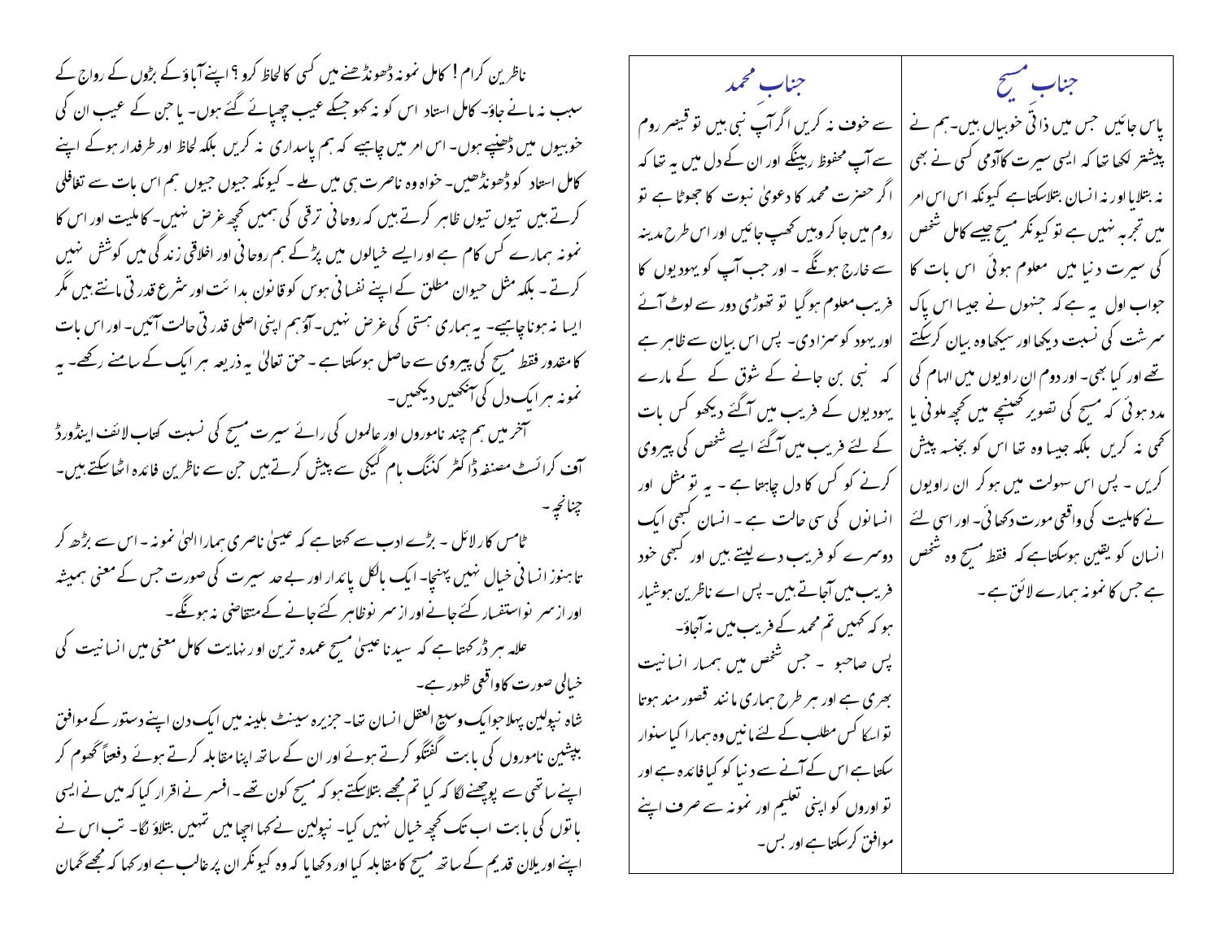## جنابِ مسیح

پاس جائیں جس میں ذاتی خوبیاں ہیں۔ ہم نے پیشتر لکھا تھا کہ ایسی سیرت کا آدمی کسی نے بھی نہ بتلایا اور نہ انسان بتلاسکتاہے کیونکہ اس اس امر میں تجربہ نہیں ہے تو کیونکر مسیح جیسے کامل شخص کی سیرت دنیا میں معلوم ہوئی اس بات کا جواب اول یہ ہے کہ جنہوں نے جیسا اس پاک سرشت کی نسبت دیکھا اور سیکھا وہ بیان کرسکتے تھے اور کیا بھی۔ اور دوم ان راویوں میں الہام کی مدد ہوئی کہ مسیح کی تصویر کھینچے میں کچھ ملونی یا کمی نہ کریں بلکہ جیسا وہ تھا اس کو بجنسہ پیش کریں ۔ پس اس سہولت میں ہوکر ان راویوں نے کاملیت کی واقعی مورت دکھائی۔ اور اسی لئے انسان کو یقین ہوسکتاہے کہ فقط مسیح وہ شخص ہے جس کا نمونہ ہمارے لائق ہے ۔

## جنابِ محمد

سے خوف نہ کریں اگر آپ نبی ہیں تو قیصر روم سے آپ محفوظ رہینگے اور ان کے دل میں یہ تھا کہ اگر حضرت محمد کا دعویٰ نبوت کا جھوٹا ہے تو روم میں جاکر وہیں کھپ جائیں اور اس طرح مدینہ سے خارج ہونگے ۔ اور جب آپ کو یہودیوں کا فریب معلوم ہوگیا تو تھوڑی دور سے لوٹ آئے اور یہود کو سزا دی۔ پس اس بیان سے ظاہر ہے کہ نبی بن جانے کے شوق کے کے مارے یہودیوں کے فریب میں آگئے دیکھو کس بات کے لئے فریب میں آگئے ایسے شخص کی پیروی کرنے کو کس کا دل چاہتا ہے ۔ یہ تو مثل اور انسانوں کی سی حالت ہے ۔ انسان کبھی ایک دوسرے کو فریب دے لیتے ہیں اور کبھی خود فریب میں آجاتے ہیں۔ پس اے ناظرین ہوشیار ہو کہ کہیں تم محمد کے فریب میں نہ آجاؤ۔

پس صاحبو ۔ جس شخص میں ہمسار انسانیت بھری ہے اور ہر طرح ہماری مانند قصور مند ہوتا تو اسکا کس مطلب کے لئے مانیں وہ ہمارا کیا سنوار سکتا ہے اس کے آنے سے دنیا کو کیا فائدہ ہے اور تو اوروں کو اپنی تعلیم اور نمونہ سے صرف اپنے موافق کرسکتا ہے اور بس۔

ناظرین کرام! کامل نمونہ ڈھونڈھنے میں کسی کا لحاظ کرو ؟ اپنے آباؤ کے بڑوں کے رواج کے سبب نہ مانے جاؤ۔ کامل استاد اس کو نہ کہو جسکے عیب چھپائے گئے ہوں۔ یا جن کے عیب ان کی خوبیوں میں ڈھپنے ہوں۔ اس امر میں چاہیے کہ ہم پاسداری نہ کریں بلکہ لحاظ اور طرفدار ہوکے اپنے کامل استاد کو ڈھونڈھیں۔ خواہ وہ ناصرت ہی میں ملے ۔ کیونکہ جیوں جیوں ہم اس بات سے تغافلی کرتے ہیں تیوں تیوں ظاہر کرتے ہیں کہ روحانی ترقی کی ہمیں کچھ غرض نہیں۔ کاملیت اور اس کا نمونہ ہمارے کس کام ہے او رایسے خیالوں میں پڑکے ہم روحانی اور اخلاقی زندگی میں کوشش نہیں کرتے ۔ بلکہ مثل حیوان مطلق کے اپنے نفسانی ہوس کو قانون بدا ئت اور شرع قدرتی مانتے ہیں مگر ایسا نہ ہونا چاہیے۔ یہ ہماری ہستی کی غرض نہیں۔ آؤ ہم اپنی اصلی قدرتی حالت آئیں۔ اور اس بات کا مقدور فقط مسیح کی پیروی سے حاصل ہوسکتا ہے ۔ حق تعالیٰ یہ ذریعہ ہر ایک کے سامنے رکھے۔ یہ نمونہ ہر ایک دل کی آنکھیں دیکھیں۔

آخر میں ہم چند ناموروں اور عالموں کی رائے سیرت مسیح کی نسبت کتاب لائف اینڈورڈ آف کرائسٹ مصنفہ ڈاکٹر کننگ ہام گیکی سے پیش کرتےہیں جن سے ناظرین فائدہ اٹھاسکتے ہیں۔ چنانچہ ۔

ٹامس کارلائل ۔ بڑے ادب سے کہتا ہے کہ عیسیٰ ناصری ہمارا الہیٰ نمونہ ۔ اس سے بڑھ کر تاہنوز انسانی خیال نہیں پہنچا۔ ایک بالکل پائدار اور بے حد سیرت کی صورت جس کے معنی ہمیشہ اور ازسر نو استفسار کئے جانے اور ازسر نو ظاہر کئے جانے کے متقاضی نہ ہونگے ۔

علامہ ہرڈر کہتا ہے کہ سیدنا عیسیٰ مسیح عمدہ ترین او رنہایت کامل معنی میں انسانیت کی خیالی صورت کا واقعی ظہور ہے۔

شاہ نپولین پہلا جوایک وسیع العقل انسان تھا۔ جزیرہ سینٹ ہلینہ میں ایک دن اپنے دستور کے موافق پیشین ناموروں کی بابت گفتگو کرتے ہوئے اور ان کے ساتھ اپنا مقابلہ کرتے ہوئے دفعتاً گھوم کر اپنے ساتھی سے پوچھنے لگا کہ کیا تم مجھے بتلاسکتے ہو کہ مسیح کون تھے ۔ افسر نے اقرار کیا کہ میں نے ایسی باتوں کی بابت اب تک کچھ خیال نہیں کیا۔ نپولین نے کہا اچھا میں تمہیں بتلاؤ نگا۔ تب اس نے اپنے اوریلان قدیم کے ساتھ مسیح کا مقابلہ کیا اور دکھایا کہ وہ کیونکر ان پر غالب ہے اور کہا کہ مجھے گمان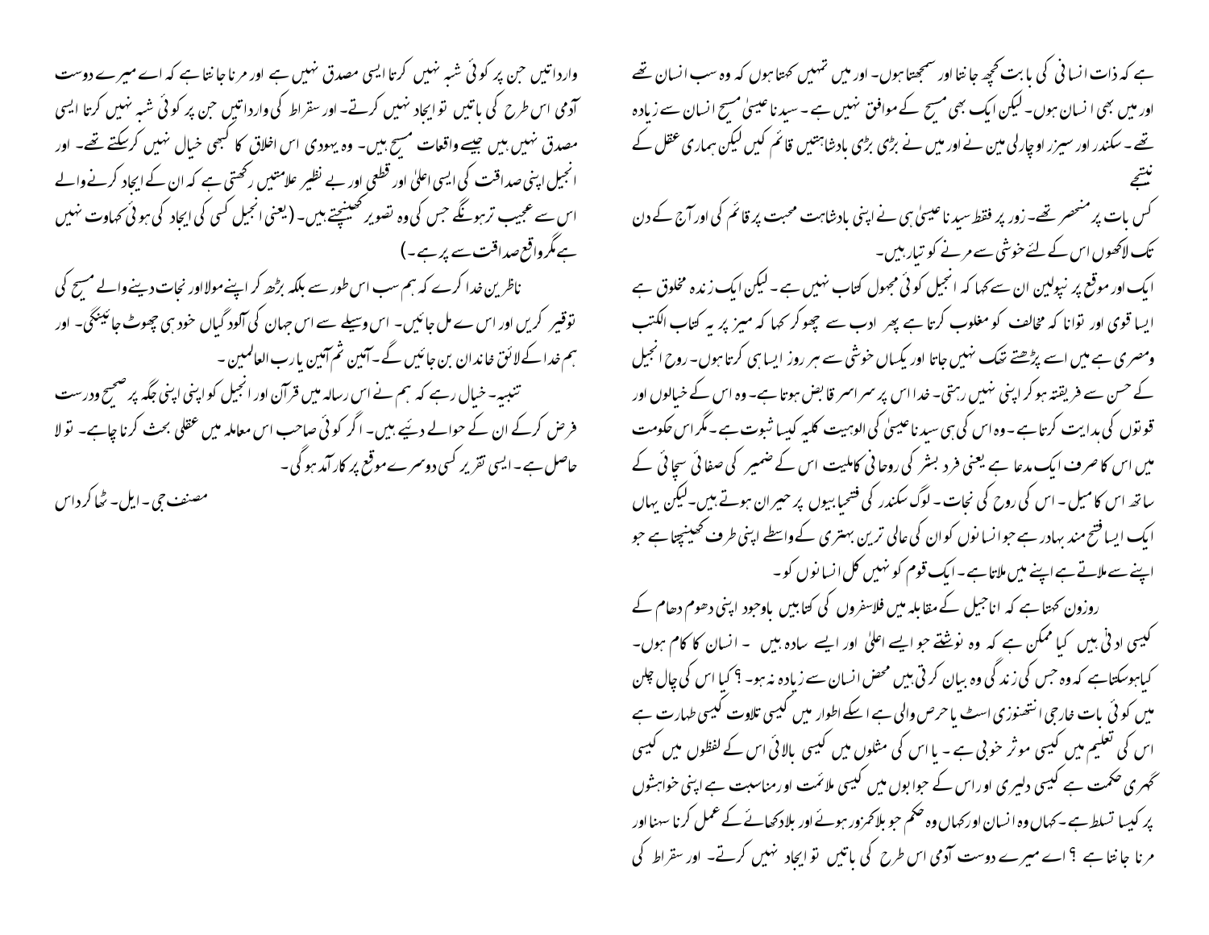ہے کہ ذات انسانی کی بابت کچھ جانتا اور سمجھتا ہوں۔ اور میں تمہیں کہتا ہوں کہ وہ سب انسان تھے اور میں بھی انسان ہوں۔ لیکن ایک بھی مسیح کے موافق نہیں ہے۔ سیدنا عیسیٰ مسیح انسان سے زیادہ تھے۔ سکندر اور سیزر اوچارلی مین نے اور میں نے بڑی بڑی بادشاہتیں قائم کیں لیکن ہماری عقل کے نتیجے

کس بات پر منحصر تھے۔ زور پر فقط سیدنا عیسیٰ ہی نے اپنی بادشاہت محبت پر قائم کی اور آج کے دن تک لاکھوں اس کے لئے خوشی سے مرنے کو تیار ہیں۔

ایک اور موقع پر نپولین ان سے کہا کہ انجیل کوئی مجہول کتاب نہیں ہے۔ لیکن ایک زندہ مخلوق ہے ایسا قوی اور توانا کہ مخالف کو مغلوب کرتا ہے پھر ادب سے چھو کر کہا کہ میز پر یہ کتاب الکتب ومصری ہے میں اسے پڑھتے تھک نہیں جاتا اور یکساں خوشی سے ہر روز ایسا ہی کرتا ہوں۔ روح انجیل کے حسن سے فریفتہ ہو کر اپنی نہیں رہتی۔ خدا اس پر سراسر قابض ہوتا ہے۔ وہ اس کے خیالوں اور قوتوں کی ہدایت کرتا ہے۔ وہ اس کی ہی سیدنا عیسیٰ کی الوہیت کلیہ کیسا ثبوت ہے۔ مگر اس حکومت میں اس کا صرف ایک مدعا ہے یعنی فرد بشر کی روحانی کاملیت اس کے ضمیر کی صفائی سچائی کے ساتھ اس کا میل۔ اس کی روح کی نجات۔ لوگ سکندر کی فتحیابیوں پر حیران ہوتے ہیں۔ لیکن یہاں ایک ایسا فتح مند بہادر ہے جو انسانوں کو ان کی عالی ترین بہتری کے واسطے اپنی طرف کھینچتا ہے جو اپنے سے ملاتے ہے اپنے میں ملاتا ہے۔ ایک قوم کو نہیں کل انسانوں کو۔

روزون کہتا ہے کہ اناجیل کے مقابلہ میں فلاسفروں کی کتابیں باوجود اپنی دھوم دھام کے کیسی ادنیٰ ہیں کیا ممکن ہے کہ وہ نوشتے جو ایسے اعلیٰ اور ایسے سادہ ہیں - انسان کا کام ہوں۔ کیا ہوسکتا ہے کہ وہ جس کی زندگی وہ بیان کرتی ہیں محض انسان سے زیادہ نہ ہو۔؟ کیا اس کی چال چلن میں کوئی بات خارجی انتھنوزی اسٹ یا حرص والی ہے اسکے اطوار میں کیسی تلاوت کیسی طہارت ہے اس کی تعلیم میں کیسی موثر خوبی ہے۔ یا اس کی مثلوں میں کیسی بالائی اس کے لفظوں میں کیسی گہری حکمت ہے کیسی دلیری اور اس کے جوابوں میں کیسی ملائمت اور مناسبت ہے اپنی خواہشوں پر کیسا تسلط ہے۔ کہاں وہ انسان اور کہاں وہ حکم جو بلا کمزور ہوئے اور بلا دکھائے کے عمل کرنا سہنا اور مرنا جانتا ہے ؟ اے میرے دوست آدمی اس طرح کی باتیں تو ایجاد نہیں کرتے۔ اور سقراط کی

وارداتیں جن پر کوئی شبہ نہیں کرتا ایسی مصدق نہیں ہے اور مرنا جانتا ہے کہ اے میرے دوست آدمی اس طرح کی باتیں تو ایجاد نہیں کرتے۔ اور سقراط کی وارداتیں جن پر کوئی شبہ نہیں کرتا ایسی مصدق نہیں ہیں جیسے واقعات مسیح ہیں۔ وہ یہودی اس اخلاق کا کبھی خیال نہیں کرسکتے تھے۔ اور انجیل اپنی صداقت کی ایسی اعلیٰ اور قطعی اور بے نظیر علامتیں رکھتی ہے کہ ان کے ایجاد کرنے والے اس سے عجیب تر ہونگے جس کی وہ تصویر کھینچتے ہیں۔ (یعنی انجیل کسی کی ایجاد کی ہوئی کہاوت نہیں ہے مگر واقع صداقت سے پر ہے۔)

ناظرین خدا کرے کہ ہم سب اس طور سے بلکہ بڑھ کر اپنے مولا اور نجات دینے والے مسیح کی توقیر کریں اور اس سے مل جائیں۔ اس وسیلے سے اس جہان کی آلودگیاں خود ہی چھوٹ جائینگی۔ اور ہم خدا کے لائق خاندان بن جائیں گے۔ آمین ثم آمین یا رب العالمین۔

تنبیہ۔ خیال رہے کہ ہم نے اس رسالہ میں قرآن اور انجیل کو اپنی اپنی جگہ پر صحیح ودرست فرض کرکے ان کے حوالے دئیے ہیں۔ اگر کوئی صاحب اس معاملہ میں عقلی بحث کرنا چاہے۔ تو لا حاصل ہے۔ ایسی تقریر کسی دوسرے موقع پر کار آمد ہوگی۔

مصنف جی۔ایل۔ٹھاکرداس